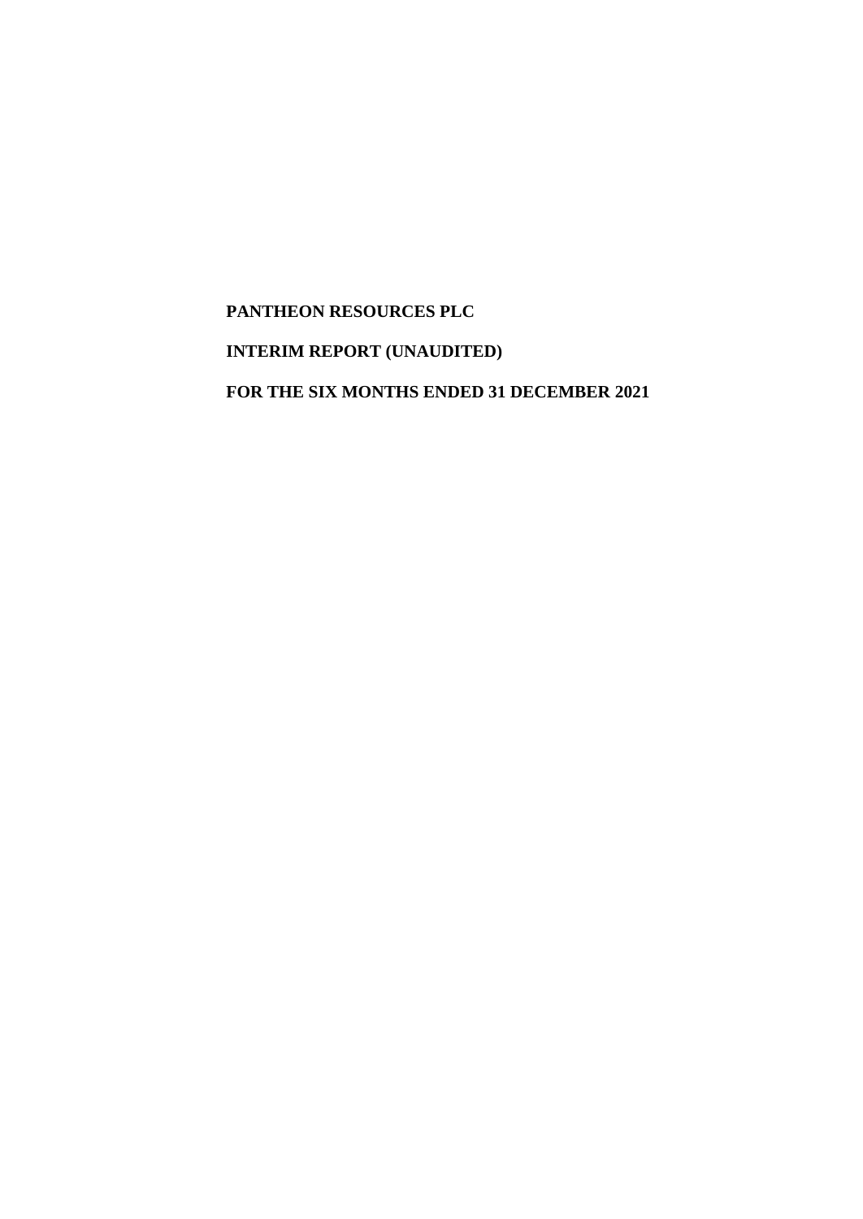# PANTHEON RESOURCES PLC

## INTERIM REPORT (UNAUDITED)

## FOR THE SIX MONTHS ENDED 31 DECEMBER 2021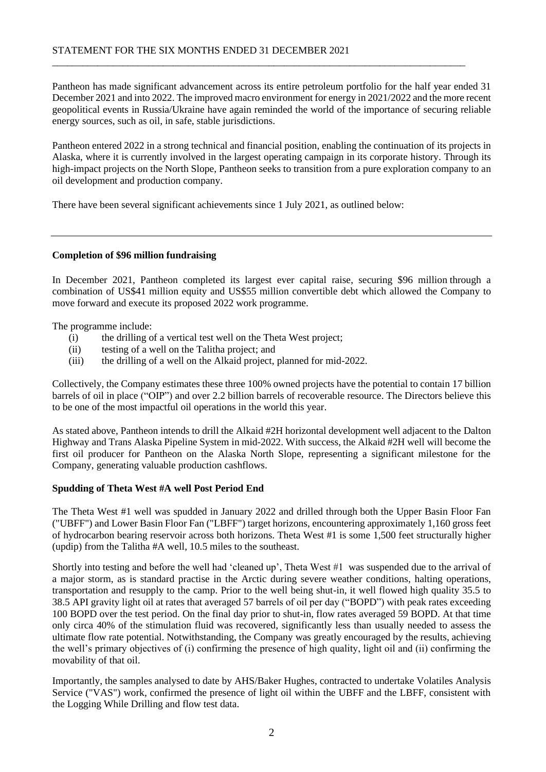STATEMENT FOR THE SIX MONTHS ENDED 31 DECEMBER 2021

Pantheon has made significant advancement across its entire petroleum portfolio for the half year ended 31 December 2021 and into 2022. The improved macro environment for energy in 2021/2022 and the more recent geopolitical events in Russia/Ukraine have again reminded the world of the importance of securing reliable energy sources, such as oil, in safe, stable jurisdictions.

Pantheon entered 2022 in a strong technical and financial position, enabling the continuation of its projects in Alaska, where it is currently involved in the largest operating campaign in its corporate history. Through its high-impact projects on the North Slope, Pantheon seeks to transition from a pure exploration company to an oil development and production company.

There have been several significant achievements since 1 July 2021, as outlined below:

---

**Completion of $96 million fundraising**

In December 2021, Pantheon completed its largest ever capital raise, securing $96 million through a combination of US$41 million equity and US$55 million convertible debt which allowed the Company to move forward and execute its proposed 2022 work programme.

The programme include:

(i) the drilling of a vertical test well on the Theta West project;
(ii) testing of a well on the Talitha project; and
(iii) the drilling of a well on the Alkaid project, planned for mid-2022.

Collectively, the Company estimates these three 100% owned projects have the potential to contain 17 billion barrels of oil in place ("OIP") and over 2.2 billion barrels of recoverable resource. The Directors believe this to be one of the most impactful oil operations in the world this year.

As stated above, Pantheon intends to drill the Alkaid #2H horizontal development well adjacent to the Dalton Highway and Trans Alaska Pipeline System in mid-2022. With success, the Alkaid #2H well will become the first oil producer for Pantheon on the Alaska North Slope, representing a significant milestone for the Company, generating valuable production cashflows.

**Spudding of Theta West #A well Post Period End**

The Theta West #1 well was spudded in January 2022 and drilled through both the Upper Basin Floor Fan ("UBFF") and Lower Basin Floor Fan ("LBFF") target horizons, encountering approximately 1,160 gross feet of hydrocarbon bearing reservoir across both horizons. Theta West #1 is some 1,500 feet structurally higher (updip) from the Talitha #A well, 10.5 miles to the southeast.

Shortly into testing and before the well had 'cleaned up', Theta West #1 was suspended due to the arrival of a major storm, as is standard practise in the Arctic during severe weather conditions, halting operations, transportation and resupply to the camp. Prior to the well being shut-in, it well flowed high quality 35.5 to 38.5 API gravity light oil at rates that averaged 57 barrels of oil per day ("BOPD") with peak rates exceeding 100 BOPD over the test period. On the final day prior to shut-in, flow rates averaged 59 BOPD. At that time only circa 40% of the stimulation fluid was recovered, significantly less than usually needed to assess the ultimate flow rate potential. Notwithstanding, the Company was greatly encouraged by the results, achieving the well's primary objectives of (i) confirming the presence of high quality, light oil and (ii) confirming the movability of that oil.

Importantly, the samples analysed to date by AHS/Baker Hughes, contracted to undertake Volatiles Analysis Service ("VAS") work, confirmed the presence of light oil within the UBFF and the LBFF, consistent with the Logging While Drilling and flow test data.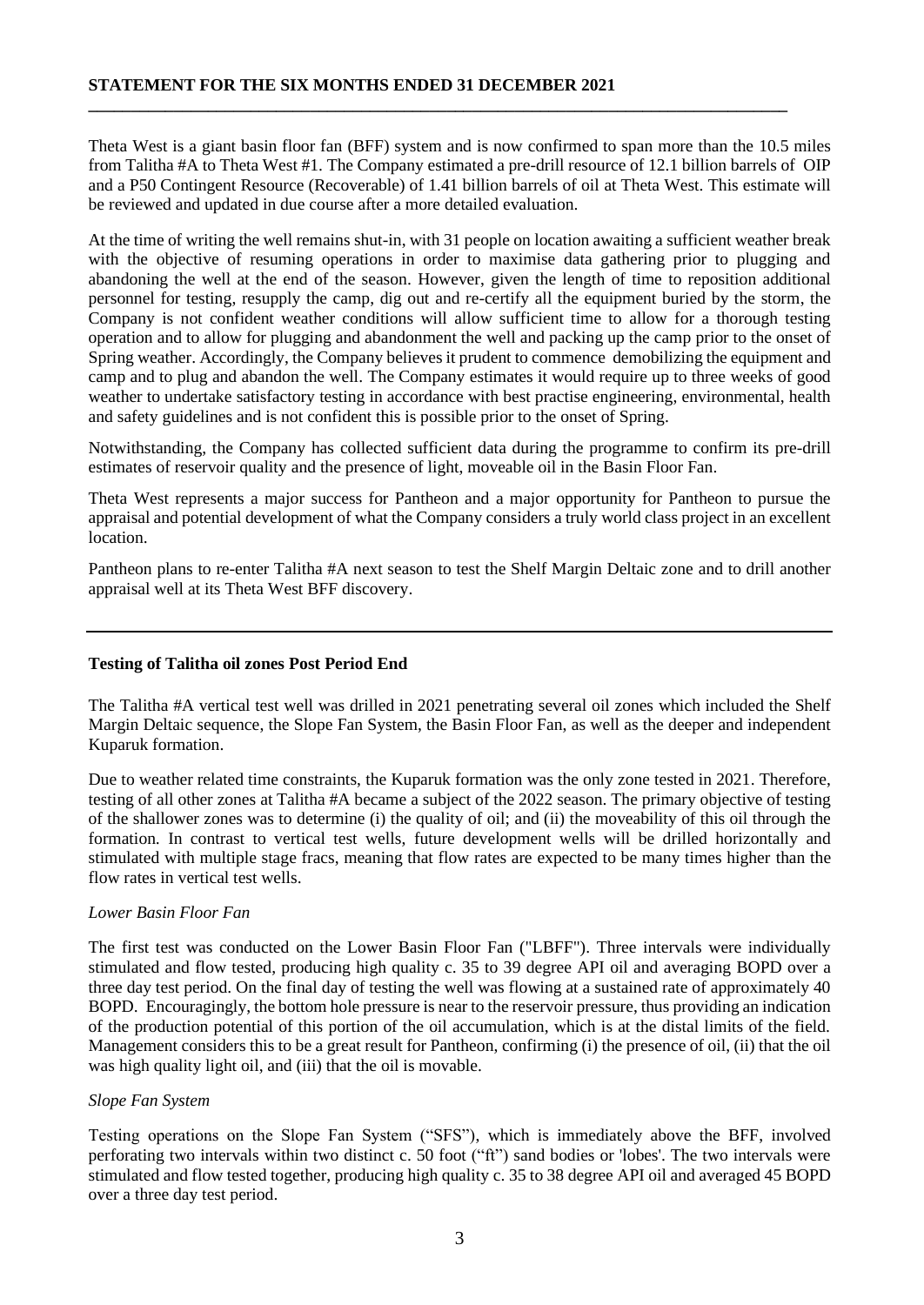Theta West is a giant basin floor fan (BFF) system and is now confirmed to span more than the 10.5 miles from Talitha #A to Theta West #1. The Company estimated a pre-drill resource of 12.1 billion barrels of OIP and a P50 Contingent Resource (Recoverable) of 1.41 billion barrels of oil at Theta West. This estimate will be reviewed and updated in due course after a more detailed evaluation.

At the time of writing the well remains shut-in, with 31 people on location awaiting a sufficient weather break with the objective of resuming operations in order to maximise data gathering prior to plugging and abandoning the well at the end of the season. However, given the length of time to reposition additional personnel for testing, resupply the camp, dig out and re-certify all the equipment buried by the storm, the Company is not confident weather conditions will allow sufficient time to allow for a thorough testing operation and to allow for plugging and abandonment the well and packing up the camp prior to the onset of Spring weather. Accordingly, the Company believes it prudent to commence demobilizing the equipment and camp and to plug and abandon the well. The Company estimates it would require up to three weeks of good weather to undertake satisfactory testing in accordance with best practise engineering, environmental, health and safety guidelines and is not confident this is possible prior to the onset of Spring.

Notwithstanding, the Company has collected sufficient data during the programme to confirm its pre-drill estimates of reservoir quality and the presence of light, moveable oil in the Basin Floor Fan.

Theta West represents a major success for Pantheon and a major opportunity for Pantheon to pursue the appraisal and potential development of what the Company considers a truly world class project in an excellent location.

Pantheon plans to re-enter Talitha #A next season to test the Shelf Margin Deltaic zone and to drill another appraisal well at its Theta West BFF discovery.

---

**Testing of Talitha oil zones Post Period End**

The Talitha #A vertical test well was drilled in 2021 penetrating several oil zones which included the Shelf Margin Deltaic sequence, the Slope Fan System, the Basin Floor Fan, as well as the deeper and independent Kuparuk formation.

Due to weather related time constraints, the Kuparuk formation was the only zone tested in 2021. Therefore, testing of all other zones at Talitha #A became a subject of the 2022 season. The primary objective of testing of the shallower zones was to determine (i) the quality of oil; and (ii) the moveability of this oil through the formation. In contrast to vertical test wells, future development wells will be drilled horizontally and stimulated with multiple stage fracs, meaning that flow rates are expected to be many times higher than the flow rates in vertical test wells.

*Lower Basin Floor Fan*

The first test was conducted on the Lower Basin Floor Fan ("LBFF"). Three intervals were individually stimulated and flow tested, producing high quality c. 35 to 39 degree API oil and averaging BOPD over a three day test period. On the final day of testing the well was flowing at a sustained rate of approximately 40 BOPD. Encouragingly, the bottom hole pressure is near to the reservoir pressure, thus providing an indication of the production potential of this portion of the oil accumulation, which is at the distal limits of the field. Management considers this to be a great result for Pantheon, confirming (i) the presence of oil, (ii) that the oil was high quality light oil, and (iii) that the oil is movable.

*Slope Fan System*

Testing operations on the Slope Fan System ("SFS"), which is immediately above the BFF, involved perforating two intervals within two distinct c. 50 foot ("ft") sand bodies or 'lobes'. The two intervals were stimulated and flow tested together, producing high quality c. 35 to 38 degree API oil and averaged 45 BOPD over a three day test period.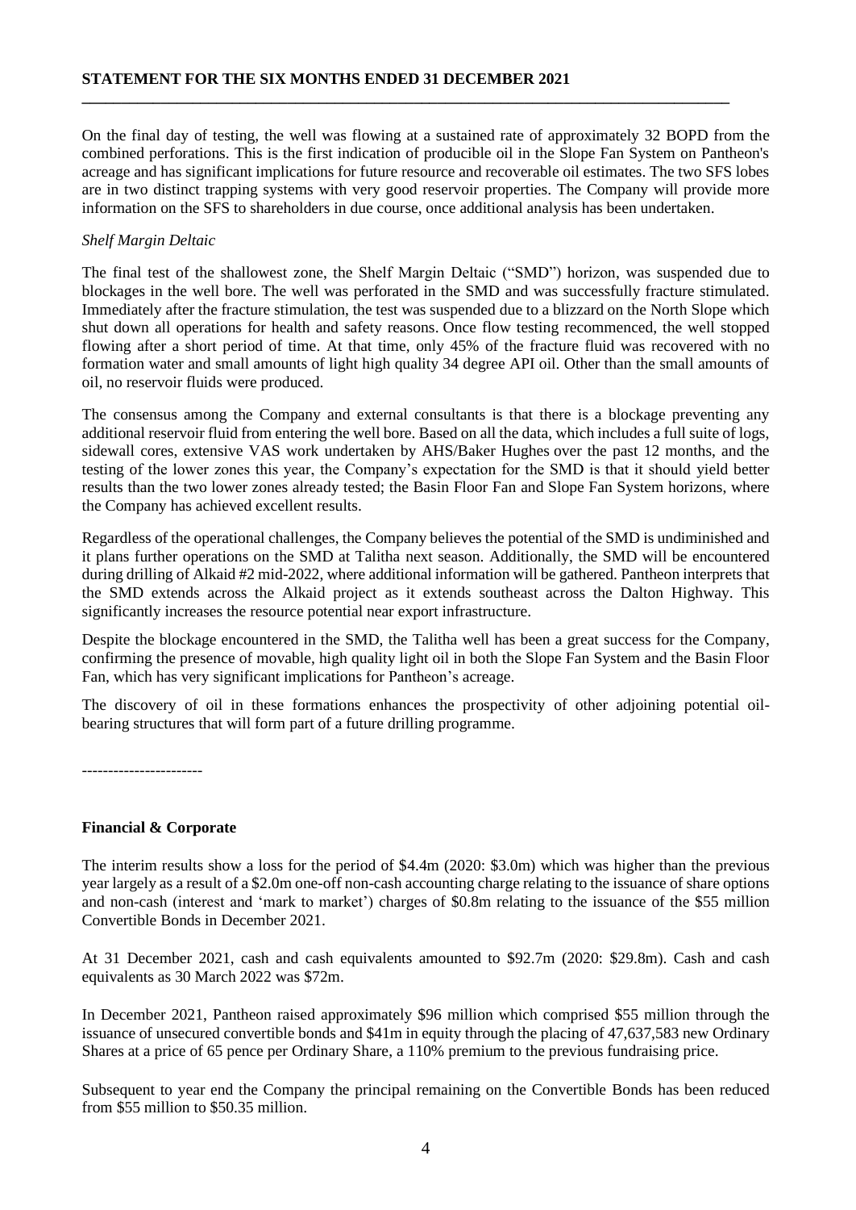On the final day of testing, the well was flowing at a sustained rate of approximately 32 BOPD from the combined perforations. This is the first indication of producible oil in the Slope Fan System on Pantheon's acreage and has significant implications for future resource and recoverable oil estimates. The two SFS lobes are in two distinct trapping systems with very good reservoir properties. The Company will provide more information on the SFS to shareholders in due course, once additional analysis has been undertaken.

*Shelf Margin Deltaic*

The final test of the shallowest zone, the Shelf Margin Deltaic ("SMD") horizon, was suspended due to blockages in the well bore. The well was perforated in the SMD and was successfully fracture stimulated. Immediately after the fracture stimulation, the test was suspended due to a blizzard on the North Slope which shut down all operations for health and safety reasons. Once flow testing recommenced, the well stopped flowing after a short period of time. At that time, only 45% of the fracture fluid was recovered with no formation water and small amounts of light high quality 34 degree API oil. Other than the small amounts of oil, no reservoir fluids were produced.

The consensus among the Company and external consultants is that there is a blockage preventing any additional reservoir fluid from entering the well bore. Based on all the data, which includes a full suite of logs, sidewall cores, extensive VAS work undertaken by AHS/Baker Hughes over the past 12 months, and the testing of the lower zones this year, the Company's expectation for the SMD is that it should yield better results than the two lower zones already tested; the Basin Floor Fan and Slope Fan System horizons, where the Company has achieved excellent results.

Regardless of the operational challenges, the Company believes the potential of the SMD is undiminished and it plans further operations on the SMD at Talitha next season. Additionally, the SMD will be encountered during drilling of Alkaid #2 mid-2022, where additional information will be gathered. Pantheon interprets that the SMD extends across the Alkaid project as it extends southeast across the Dalton Highway. This significantly increases the resource potential near export infrastructure.

Despite the blockage encountered in the SMD, the Talitha well has been a great success for the Company, confirming the presence of movable, high quality light oil in both the Slope Fan System and the Basin Floor Fan, which has very significant implications for Pantheon's acreage.

The discovery of oil in these formations enhances the prospectivity of other adjoining potential oil-bearing structures that will form part of a future drilling programme.

-----------------------

**Financial & Corporate**

The interim results show a loss for the period of $4.4m (2020: $3.0m) which was higher than the previous year largely as a result of a $2.0m one-off non-cash accounting charge relating to the issuance of share options and non-cash (interest and 'mark to market') charges of $0.8m relating to the issuance of the $55 million Convertible Bonds in December 2021.

At 31 December 2021, cash and cash equivalents amounted to $92.7m (2020: $29.8m). Cash and cash equivalents as 30 March 2022 was $72m.

In December 2021, Pantheon raised approximately $96 million which comprised $55 million through the issuance of unsecured convertible bonds and $41m in equity through the placing of 47,637,583 new Ordinary Shares at a price of 65 pence per Ordinary Share, a 110% premium to the previous fundraising price.

Subsequent to year end the Company the principal remaining on the Convertible Bonds has been reduced from $55 million to $50.35 million.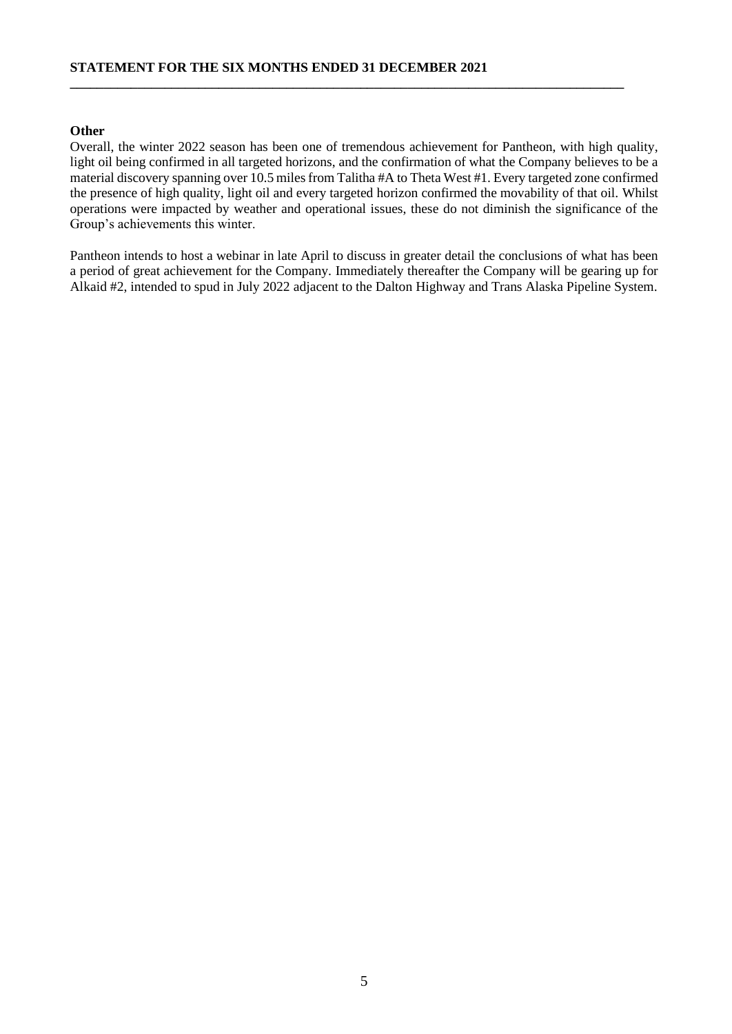**Other**

Overall, the winter 2022 season has been one of tremendous achievement for Pantheon, with high quality, light oil being confirmed in all targeted horizons, and the confirmation of what the Company believes to be a material discovery spanning over 10.5 miles from Talitha #A to Theta West #1. Every targeted zone confirmed the presence of high quality, light oil and every targeted horizon confirmed the movability of that oil. Whilst operations were impacted by weather and operational issues, these do not diminish the significance of the Group's achievements this winter.

Pantheon intends to host a webinar in late April to discuss in greater detail the conclusions of what has been a period of great achievement for the Company. Immediately thereafter the Company will be gearing up for Alkaid #2, intended to spud in July 2022 adjacent to the Dalton Highway and Trans Alaska Pipeline System.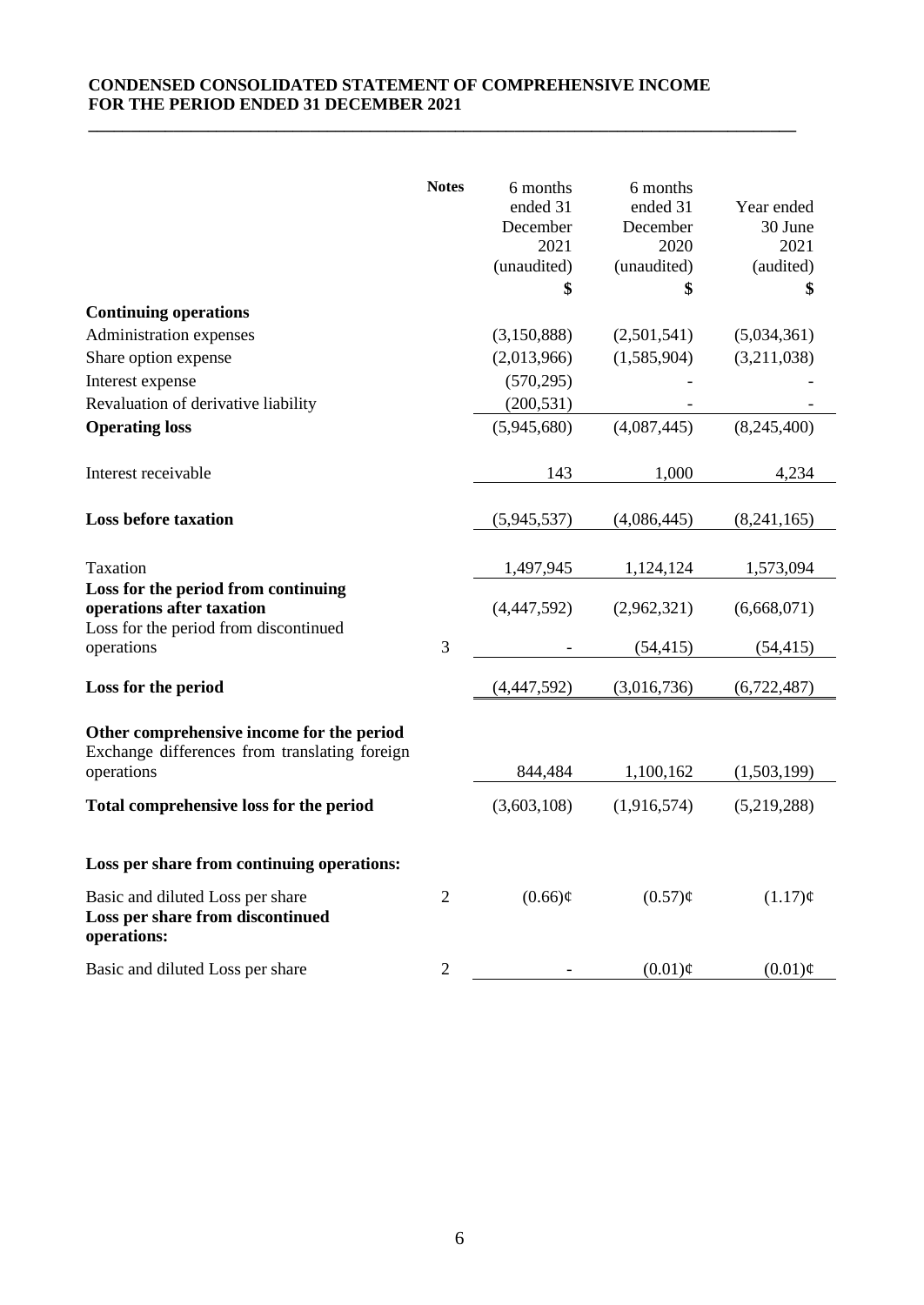**CONDENSED CONSOLIDATED STATEMENT OF COMPREHENSIVE INCOME**
**FOR THE PERIOD ENDED 31 DECEMBER 2021**

| | Notes | 6 months ended 31 December 2021 (unaudited) | 6 months ended 31 December 2020 (unaudited) | Year ended 30 June 2021 (audited) |
|---|---|---|---|---|
| | | $ | $ | $ |
| **Continuing operations** | | | | |
| Administration expenses | | (3,150,888) | (2,501,541) | (5,034,361) |
| Share option expense | | (2,013,966) | (1,585,904) | (3,211,038) |
| Interest expense | | (570,295) | - | - |
| Revaluation of derivative liability | | (200,531) | - | - |
| **Operating loss** | | (5,945,680) | (4,087,445) | (8,245,400) |
| Interest receivable | | 143 | 1,000 | 4,234 |
| **Loss before taxation** | | (5,945,537) | (4,086,445) | (8,241,165) |
| Taxation | | 1,497,945 | 1,124,124 | 1,573,094 |
| **Loss for the period from continuing operations after taxation** | | (4,447,592) | (2,962,321) | (6,668,071) |
| Loss for the period from discontinued operations | 3 | - | (54,415) | (54,415) |
| **Loss for the period** | | (4,447,592) | (3,016,736) | (6,722,487) |
| **Other comprehensive income for the period** | | | | |
| Exchange differences from translating foreign operations | | 844,484 | 1,100,162 | (1,503,199) |
| **Total comprehensive loss for the period** | | (3,603,108) | (1,916,574) | (5,219,288) |
| **Loss per share from continuing operations:** | | | | |
| Basic and diluted Loss per share | 2 | (0.66)¢ | (0.57)¢ | (1.17)¢ |
| **Loss per share from discontinued operations:** | | | | |
| Basic and diluted Loss per share | 2 | - | (0.01)¢ | (0.01)¢ |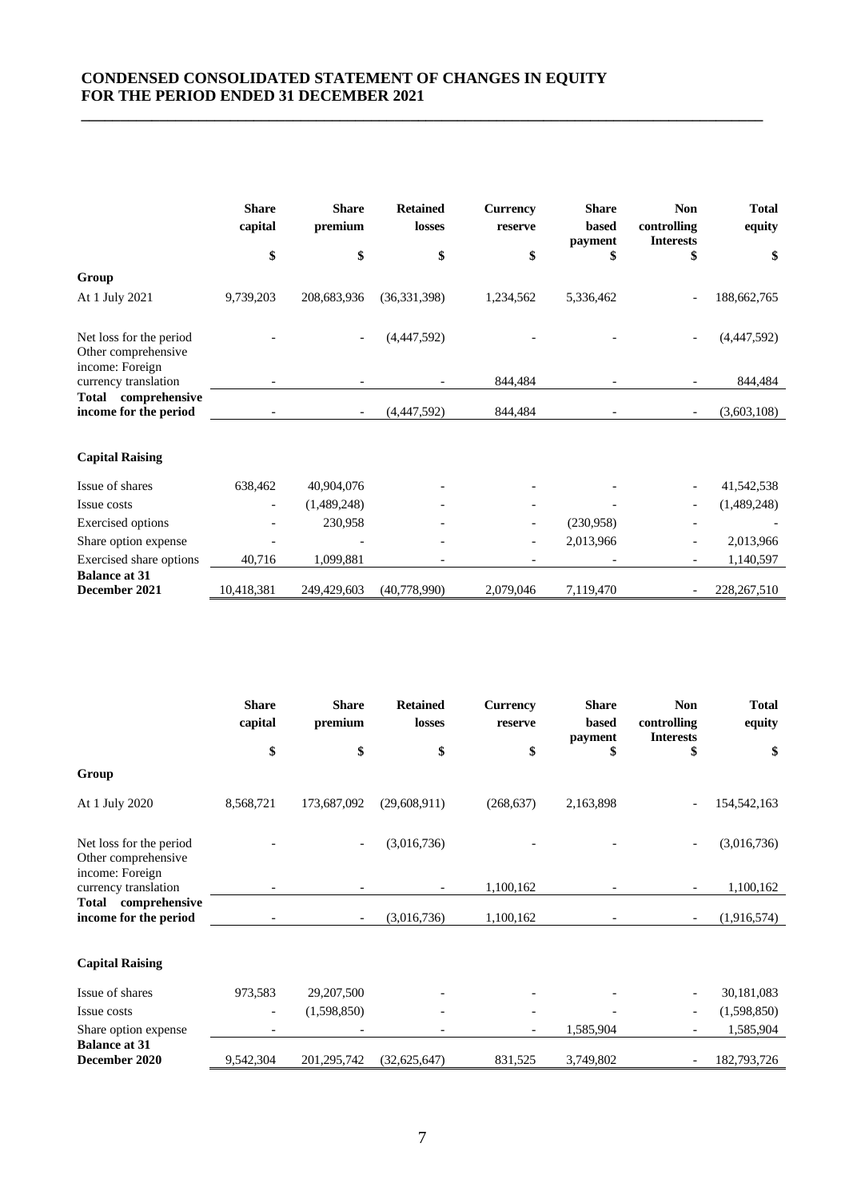# CONDENSED CONSOLIDATED STATEMENT OF CHANGES IN EQUITY FOR THE PERIOD ENDED 31 DECEMBER 2021

| | Share capital | Share premium | Retained losses | Currency reserve | Share based payment | Non controlling Interests | Total equity |
|---|---|---|---|---|---|---|---|
| | $ | $ | $ | $ | $ | $ | $ |
| **Group** | | | | | | | |
| At 1 July 2021 | 9,739,203 | 208,683,936 | (36,331,398) | 1,234,562 | 5,336,462 | - | 188,662,765 |
| Net loss for the period | - | - | (4,447,592) | - | - | - | (4,447,592) |
| Other comprehensive income: Foreign currency translation | - | - | - | 844,484 | - | - | 844,484 |
| **Total comprehensive income for the period** | - | - | (4,447,592) | 844,484 | - | - | (3,603,108) |
| **Capital Raising** | | | | | | | |
| Issue of shares | 638,462 | 40,904,076 | - | - | - | - | 41,542,538 |
| Issue costs | - | (1,489,248) | - | - | - | - | (1,489,248) |
| Exercised options | - | 230,958 | - | - | (230,958) | - | - |
| Share option expense | - | - | - | - | 2,013,966 | - | 2,013,966 |
| Exercised share options | 40,716 | 1,099,881 | - | - | - | - | 1,140,597 |
| **Balance at 31 December 2021** | 10,418,381 | 249,429,603 | (40,778,990) | 2,079,046 | 7,119,470 | - | 228,267,510 |

| | Share capital | Share premium | Retained losses | Currency reserve | Share based payment | Non controlling Interests | Total equity |
|---|---|---|---|---|---|---|---|
| | $ | $ | $ | $ | $ | $ | $ |
| **Group** | | | | | | | |
| At 1 July 2020 | 8,568,721 | 173,687,092 | (29,608,911) | (268,637) | 2,163,898 | - | 154,542,163 |
| Net loss for the period | - | - | (3,016,736) | - | - | - | (3,016,736) |
| Other comprehensive income: Foreign currency translation | - | - | - | 1,100,162 | - | - | 1,100,162 |
| **Total comprehensive income for the period** | - | - | (3,016,736) | 1,100,162 | - | - | (1,916,574) |
| **Capital Raising** | | | | | | | |
| Issue of shares | 973,583 | 29,207,500 | - | - | - | - | 30,181,083 |
| Issue costs | - | (1,598,850) | - | - | - | - | (1,598,850) |
| Share option expense | - | - | - | - | 1,585,904 | - | 1,585,904 |
| **Balance at 31 December 2020** | 9,542,304 | 201,295,742 | (32,625,647) | 831,525 | 3,749,802 | - | 182,793,726 |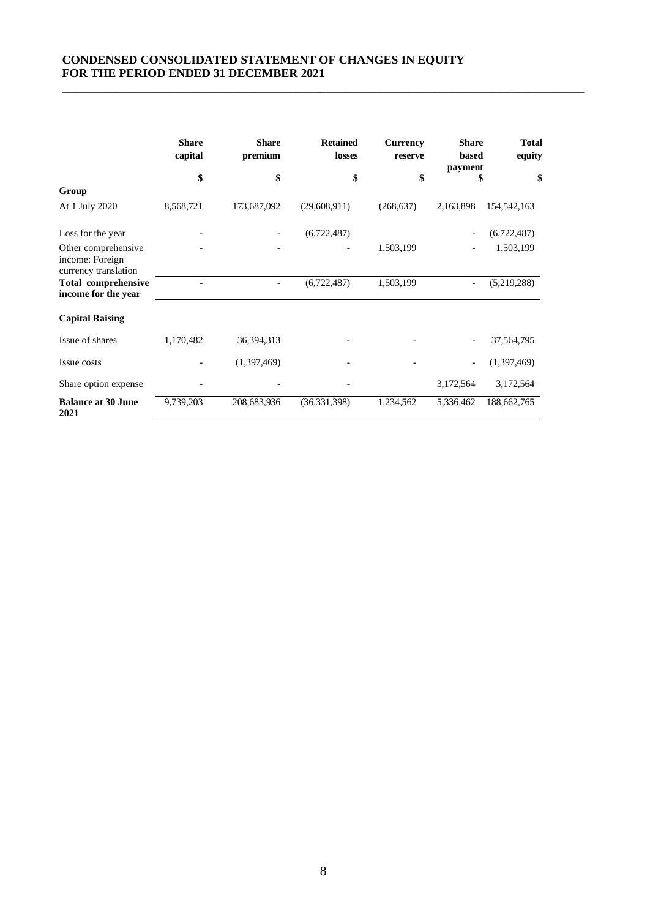# CONDENSED CONSOLIDATED STATEMENT OF CHANGES IN EQUITY FOR THE PERIOD ENDED 31 DECEMBER 2021

| | Share capital | Share premium | Retained losses | Currency reserve | Share based payment | Total equity |
|---|---|---|---|---|---|---|
| | $ | $ | $ | $ | $ | $ |
| **Group** | | | | | | |
| At 1 July 2020 | 8,568,721 | 173,687,092 | (29,608,911) | (268,637) | 2,163,898 | 154,542,163 |
| Loss for the year | - | - | (6,722,487) | | - | (6,722,487) |
| Other comprehensive income: Foreign currency translation | - | - | - | 1,503,199 | - | 1,503,199 |
| **Total comprehensive income for the year** | - | - | (6,722,487) | 1,503,199 | - | (5,219,288) |
| **Capital Raising** | | | | | | |
| Issue of shares | 1,170,482 | 36,394,313 | - | - | - | 37,564,795 |
| Issue costs | - | (1,397,469) | - | - | - | (1,397,469) |
| Share option expense | - | - | - | | 3,172,564 | 3,172,564 |
| **Balance at 30 June 2021** | 9,739,203 | 208,683,936 | (36,331,398) | 1,234,562 | 5,336,462 | 188,662,765 |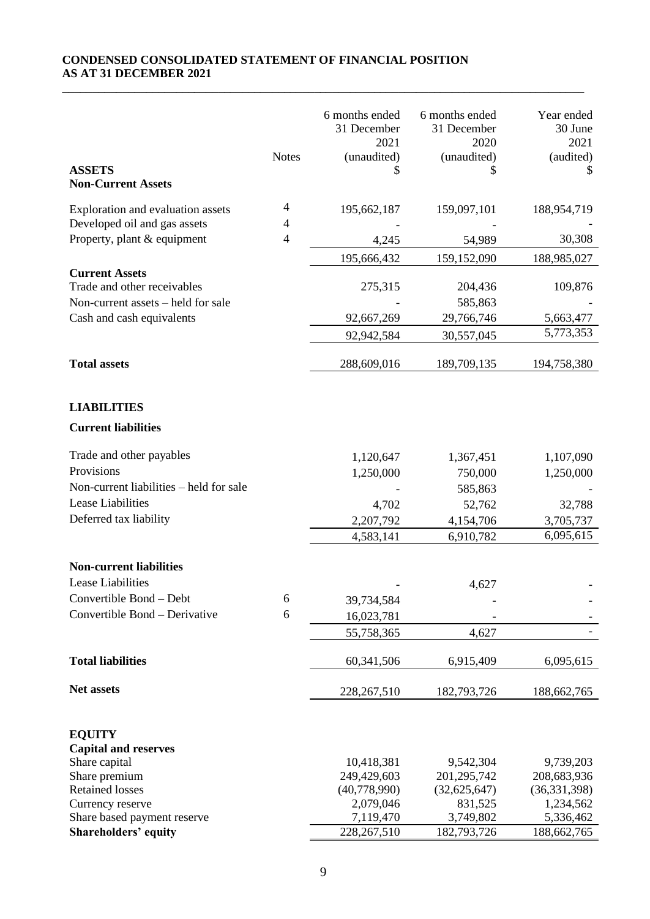**CONDENSED CONSOLIDATED STATEMENT OF FINANCIAL POSITION**
**AS AT 31 DECEMBER 2021**

| | Notes | 6 months ended 31 December 2021 (unaudited) $ | 6 months ended 31 December 2020 (unaudited) $ | Year ended 30 June 2021 (audited) $ |
|---|---|---|---|---|
| **ASSETS** | | | | |
| **Non-Current Assets** | | | | |
| Exploration and evaluation assets | 4 | 195,662,187 | 159,097,101 | 188,954,719 |
| Developed oil and gas assets | 4 | - | - | - |
| Property, plant & equipment | 4 | 4,245 | 54,989 | 30,308 |
| | | 195,666,432 | 159,152,090 | 188,985,027 |
| **Current Assets** | | | | |
| Trade and other receivables | | 275,315 | 204,436 | 109,876 |
| Non-current assets – held for sale | | - | 585,863 | - |
| Cash and cash equivalents | | 92,667,269 | 29,766,746 | 5,663,477 |
| | | 92,942,584 | 30,557,045 | 5,773,353 |
| **Total assets** | | 288,609,016 | 189,709,135 | 194,758,380 |
| **LIABILITIES** | | | | |
| **Current liabilities** | | | | |
| Trade and other payables | | 1,120,647 | 1,367,451 | 1,107,090 |
| Provisions | | 1,250,000 | 750,000 | 1,250,000 |
| Non-current liabilities – held for sale | | - | 585,863 | - |
| Lease Liabilities | | 4,702 | 52,762 | 32,788 |
| Deferred tax liability | | 2,207,792 | 4,154,706 | 3,705,737 |
| | | 4,583,141 | 6,910,782 | 6,095,615 |
| **Non-current liabilities** | | | | |
| Lease Liabilities | | - | 4,627 | - |
| Convertible Bond – Debt | 6 | 39,734,584 | - | - |
| Convertible Bond – Derivative | 6 | 16,023,781 | - | - |
| | | 55,758,365 | 4,627 | - |
| **Total liabilities** | | 60,341,506 | 6,915,409 | 6,095,615 |
| **Net assets** | | 228,267,510 | 182,793,726 | 188,662,765 |
| **EQUITY** | | | | |
| **Capital and reserves** | | | | |
| Share capital | | 10,418,381 | 9,542,304 | 9,739,203 |
| Share premium | | 249,429,603 | 201,295,742 | 208,683,936 |
| Retained losses | | (40,778,990) | (32,625,647) | (36,331,398) |
| Currency reserve | | 2,079,046 | 831,525 | 1,234,562 |
| Share based payment reserve | | 7,119,470 | 3,749,802 | 5,336,462 |
| **Shareholders' equity** | | 228,267,510 | 182,793,726 | 188,662,765 |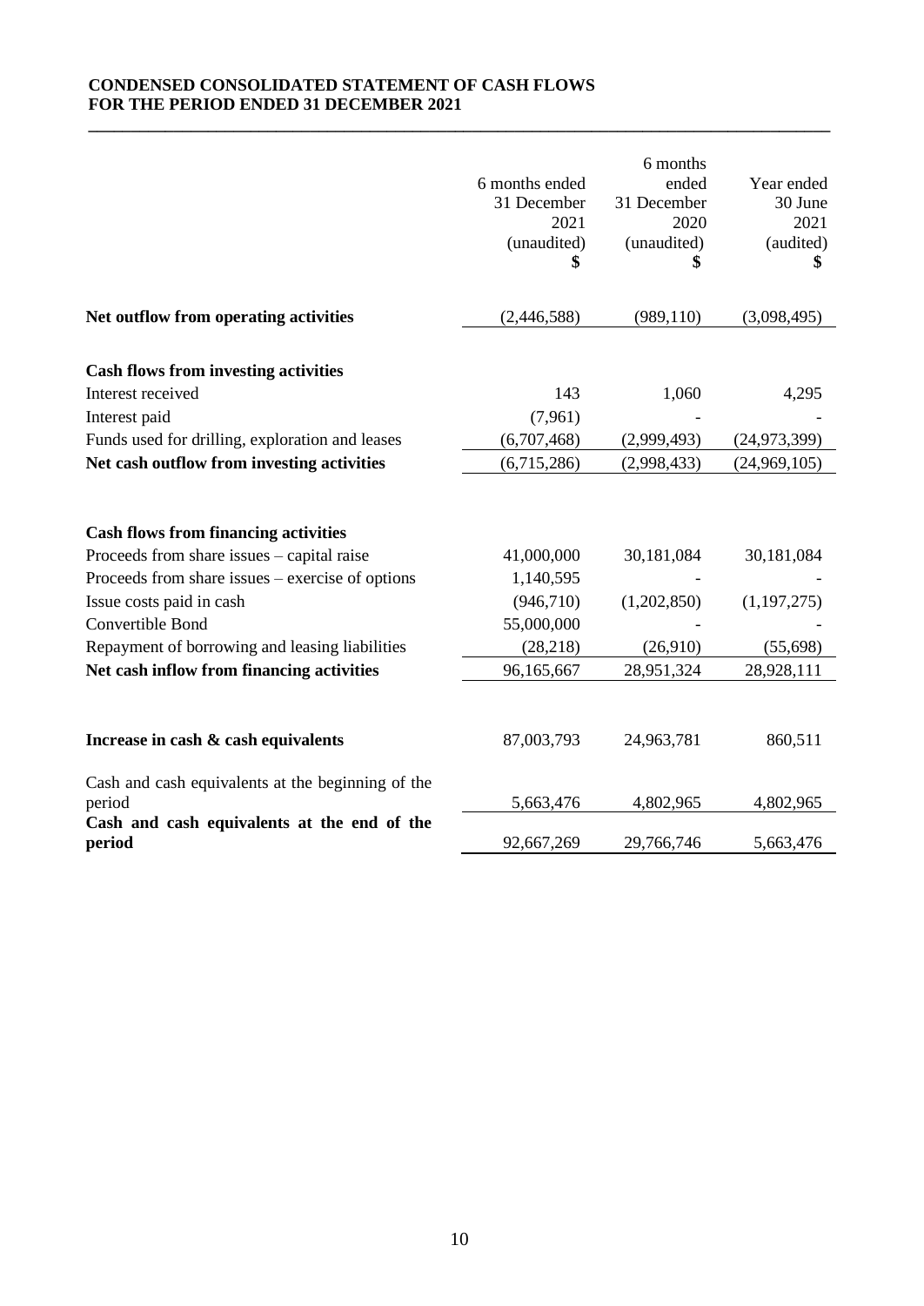**CONDENSED CONSOLIDATED STATEMENT OF CASH FLOWS**
**FOR THE PERIOD ENDED 31 DECEMBER 2021**

| | 6 months ended 31 December 2021 (unaudited) $ | 6 months ended 31 December 2020 (unaudited) $ | Year ended 30 June 2021 (audited) $ |
|---|---|---|---|
| **Net outflow from operating activities** | (2,446,588) | (989,110) | (3,098,495) |
| | | | |
| **Cash flows from investing activities** | | | |
| Interest received | 143 | 1,060 | 4,295 |
| Interest paid | (7,961) | - | - |
| Funds used for drilling, exploration and leases | (6,707,468) | (2,999,493) | (24,973,399) |
| **Net cash outflow from investing activities** | (6,715,286) | (2,998,433) | (24,969,105) |
| | | | |
| **Cash flows from financing activities** | | | |
| Proceeds from share issues – capital raise | 41,000,000 | 30,181,084 | 30,181,084 |
| Proceeds from share issues – exercise of options | 1,140,595 | - | - |
| Issue costs paid in cash | (946,710) | (1,202,850) | (1,197,275) |
| Convertible Bond | 55,000,000 | - | - |
| Repayment of borrowing and leasing liabilities | (28,218) | (26,910) | (55,698) |
| **Net cash inflow from financing activities** | 96,165,667 | 28,951,324 | 28,928,111 |
| | | | |
| **Increase in cash & cash equivalents** | 87,003,793 | 24,963,781 | 860,511 |
| | | | |
| Cash and cash equivalents at the beginning of the period | 5,663,476 | 4,802,965 | 4,802,965 |
| **Cash and cash equivalents at the end of the period** | 92,667,269 | 29,766,746 | 5,663,476 |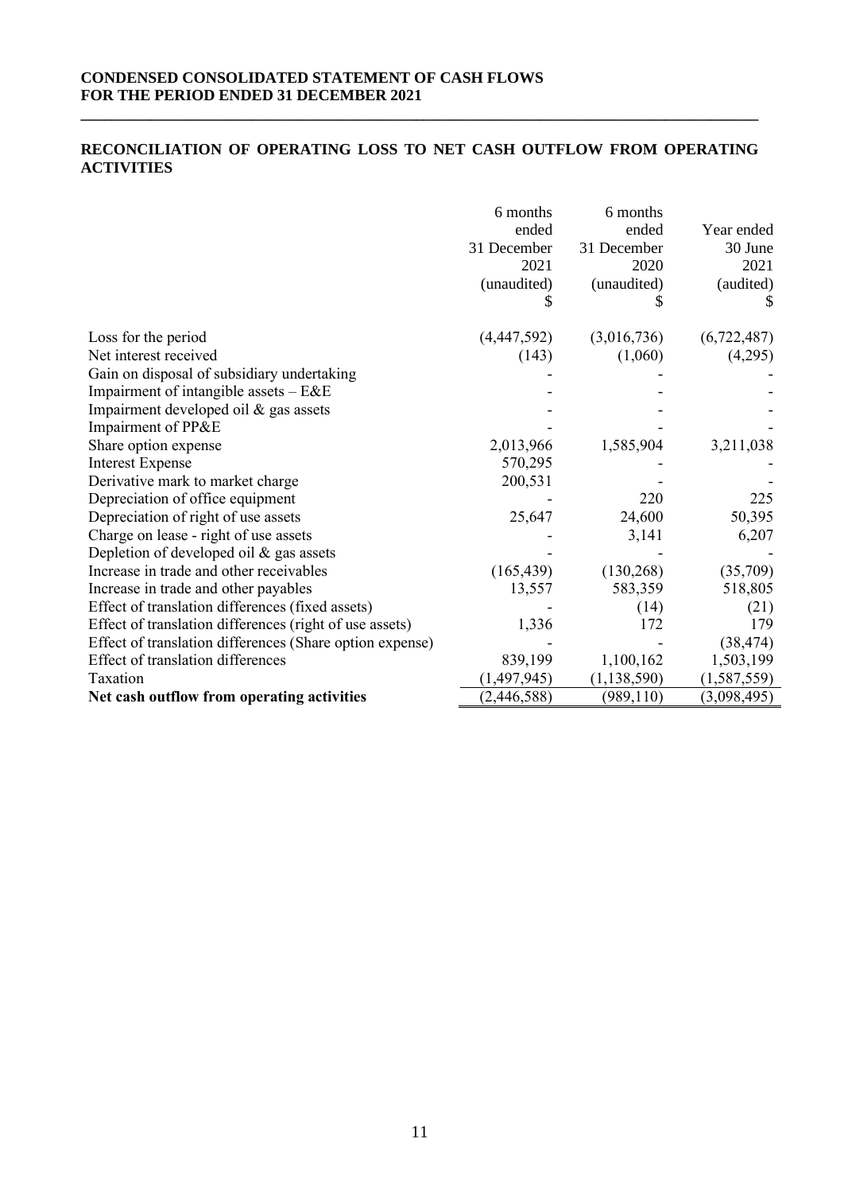**CONDENSED CONSOLIDATED STATEMENT OF CASH FLOWS**
**FOR THE PERIOD ENDED 31 DECEMBER 2021**

## RECONCILIATION OF OPERATING LOSS TO NET CASH OUTFLOW FROM OPERATING ACTIVITIES

| | 6 months ended 31 December 2021 (unaudited) $ | 6 months ended 31 December 2020 (unaudited) $ | Year ended 30 June 2021 (audited) $ |
|---|---|---|---|
| Loss for the period | (4,447,592) | (3,016,736) | (6,722,487) |
| Net interest received | (143) | (1,060) | (4,295) |
| Gain on disposal of subsidiary undertaking | - | - | - |
| Impairment of intangible assets – E&E | - | - | - |
| Impairment developed oil & gas assets | - | - | - |
| Impairment of PP&E | - | - | - |
| Share option expense | 2,013,966 | 1,585,904 | 3,211,038 |
| Interest Expense | 570,295 | - | - |
| Derivative mark to market charge | 200,531 | - | - |
| Depreciation of office equipment | - | 220 | 225 |
| Depreciation of right of use assets | 25,647 | 24,600 | 50,395 |
| Charge on lease - right of use assets | - | 3,141 | 6,207 |
| Depletion of developed oil & gas assets | - | - | - |
| Increase in trade and other receivables | (165,439) | (130,268) | (35,709) |
| Increase in trade and other payables | 13,557 | 583,359 | 518,805 |
| Effect of translation differences (fixed assets) | - | (14) | (21) |
| Effect of translation differences (right of use assets) | 1,336 | 172 | 179 |
| Effect of translation differences (Share option expense) | - | - | (38,474) |
| Effect of translation differences | 839,199 | 1,100,162 | 1,503,199 |
| Taxation | (1,497,945) | (1,138,590) | (1,587,559) |
| **Net cash outflow from operating activities** | (2,446,588) | (989,110) | (3,098,495) |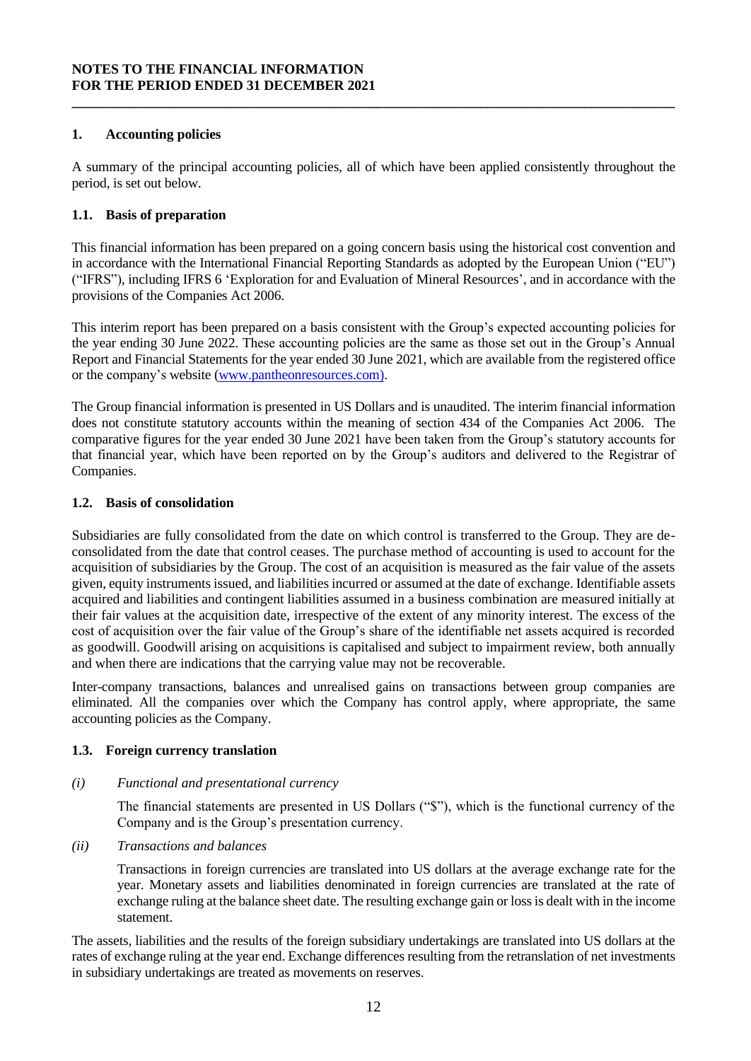**NOTES TO THE FINANCIAL INFORMATION**
**FOR THE PERIOD ENDED 31 DECEMBER 2021**

## 1. Accounting policies

A summary of the principal accounting policies, all of which have been applied consistently throughout the period, is set out below.

### 1.1. Basis of preparation

This financial information has been prepared on a going concern basis using the historical cost convention and in accordance with the International Financial Reporting Standards as adopted by the European Union ("EU") ("IFRS"), including IFRS 6 'Exploration for and Evaluation of Mineral Resources', and in accordance with the provisions of the Companies Act 2006.

This interim report has been prepared on a basis consistent with the Group's expected accounting policies for the year ending 30 June 2022. These accounting policies are the same as those set out in the Group's Annual Report and Financial Statements for the year ended 30 June 2021, which are available from the registered office or the company's website (www.pantheonresources.com).

The Group financial information is presented in US Dollars and is unaudited. The interim financial information does not constitute statutory accounts within the meaning of section 434 of the Companies Act 2006. The comparative figures for the year ended 30 June 2021 have been taken from the Group's statutory accounts for that financial year, which have been reported on by the Group's auditors and delivered to the Registrar of Companies.

### 1.2. Basis of consolidation

Subsidiaries are fully consolidated from the date on which control is transferred to the Group. They are de-consolidated from the date that control ceases. The purchase method of accounting is used to account for the acquisition of subsidiaries by the Group. The cost of an acquisition is measured as the fair value of the assets given, equity instruments issued, and liabilities incurred or assumed at the date of exchange. Identifiable assets acquired and liabilities and contingent liabilities assumed in a business combination are measured initially at their fair values at the acquisition date, irrespective of the extent of any minority interest. The excess of the cost of acquisition over the fair value of the Group's share of the identifiable net assets acquired is recorded as goodwill. Goodwill arising on acquisitions is capitalised and subject to impairment review, both annually and when there are indications that the carrying value may not be recoverable.

Inter-company transactions, balances and unrealised gains on transactions between group companies are eliminated. All the companies over which the Company has control apply, where appropriate, the same accounting policies as the Company.

### 1.3. Foreign currency translation

*(i) Functional and presentational currency*

The financial statements are presented in US Dollars ("$"), which is the functional currency of the Company and is the Group's presentation currency.

*(ii) Transactions and balances*

Transactions in foreign currencies are translated into US dollars at the average exchange rate for the year. Monetary assets and liabilities denominated in foreign currencies are translated at the rate of exchange ruling at the balance sheet date. The resulting exchange gain or loss is dealt with in the income statement.

The assets, liabilities and the results of the foreign subsidiary undertakings are translated into US dollars at the rates of exchange ruling at the year end. Exchange differences resulting from the retranslation of net investments in subsidiary undertakings are treated as movements on reserves.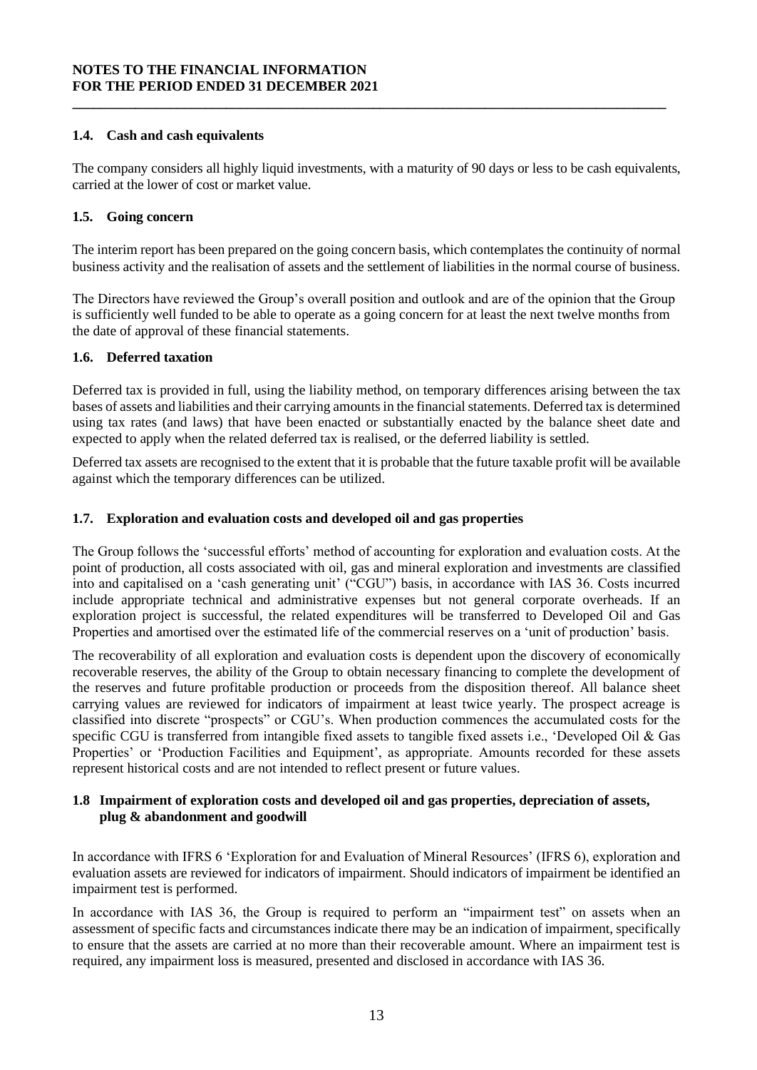### 1.4. Cash and cash equivalents

The company considers all highly liquid investments, with a maturity of 90 days or less to be cash equivalents, carried at the lower of cost or market value.

### 1.5. Going concern

The interim report has been prepared on the going concern basis, which contemplates the continuity of normal business activity and the realisation of assets and the settlement of liabilities in the normal course of business.

The Directors have reviewed the Group's overall position and outlook and are of the opinion that the Group is sufficiently well funded to be able to operate as a going concern for at least the next twelve months from the date of approval of these financial statements.

### 1.6. Deferred taxation

Deferred tax is provided in full, using the liability method, on temporary differences arising between the tax bases of assets and liabilities and their carrying amounts in the financial statements. Deferred tax is determined using tax rates (and laws) that have been enacted or substantially enacted by the balance sheet date and expected to apply when the related deferred tax is realised, or the deferred liability is settled.

Deferred tax assets are recognised to the extent that it is probable that the future taxable profit will be available against which the temporary differences can be utilized.

### 1.7. Exploration and evaluation costs and developed oil and gas properties

The Group follows the 'successful efforts' method of accounting for exploration and evaluation costs. At the point of production, all costs associated with oil, gas and mineral exploration and investments are classified into and capitalised on a 'cash generating unit' ("CGU") basis, in accordance with IAS 36. Costs incurred include appropriate technical and administrative expenses but not general corporate overheads. If an exploration project is successful, the related expenditures will be transferred to Developed Oil and Gas Properties and amortised over the estimated life of the commercial reserves on a 'unit of production' basis.

The recoverability of all exploration and evaluation costs is dependent upon the discovery of economically recoverable reserves, the ability of the Group to obtain necessary financing to complete the development of the reserves and future profitable production or proceeds from the disposition thereof. All balance sheet carrying values are reviewed for indicators of impairment at least twice yearly. The prospect acreage is classified into discrete "prospects" or CGU's. When production commences the accumulated costs for the specific CGU is transferred from intangible fixed assets to tangible fixed assets i.e., 'Developed Oil & Gas Properties' or 'Production Facilities and Equipment', as appropriate. Amounts recorded for these assets represent historical costs and are not intended to reflect present or future values.

### 1.8 Impairment of exploration costs and developed oil and gas properties, depreciation of assets, plug & abandonment and goodwill

In accordance with IFRS 6 'Exploration for and Evaluation of Mineral Resources' (IFRS 6), exploration and evaluation assets are reviewed for indicators of impairment. Should indicators of impairment be identified an impairment test is performed.

In accordance with IAS 36, the Group is required to perform an "impairment test" on assets when an assessment of specific facts and circumstances indicate there may be an indication of impairment, specifically to ensure that the assets are carried at no more than their recoverable amount. Where an impairment test is required, any impairment loss is measured, presented and disclosed in accordance with IAS 36.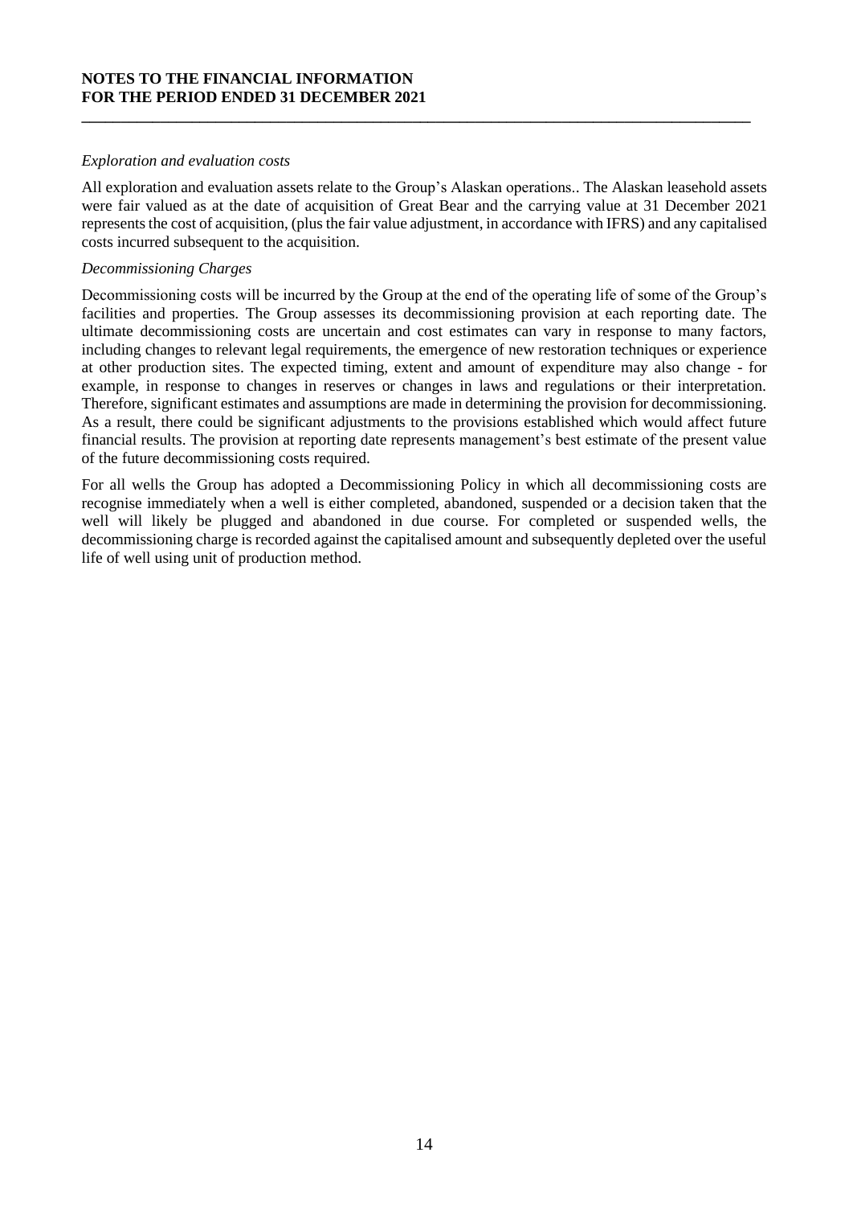*Exploration and evaluation costs*

All exploration and evaluation assets relate to the Group's Alaskan operations.. The Alaskan leasehold assets were fair valued as at the date of acquisition of Great Bear and the carrying value at 31 December 2021 represents the cost of acquisition, (plus the fair value adjustment, in accordance with IFRS) and any capitalised costs incurred subsequent to the acquisition.

*Decommissioning Charges*

Decommissioning costs will be incurred by the Group at the end of the operating life of some of the Group's facilities and properties. The Group assesses its decommissioning provision at each reporting date. The ultimate decommissioning costs are uncertain and cost estimates can vary in response to many factors, including changes to relevant legal requirements, the emergence of new restoration techniques or experience at other production sites. The expected timing, extent and amount of expenditure may also change - for example, in response to changes in reserves or changes in laws and regulations or their interpretation. Therefore, significant estimates and assumptions are made in determining the provision for decommissioning. As a result, there could be significant adjustments to the provisions established which would affect future financial results. The provision at reporting date represents management's best estimate of the present value of the future decommissioning costs required.

For all wells the Group has adopted a Decommissioning Policy in which all decommissioning costs are recognise immediately when a well is either completed, abandoned, suspended or a decision taken that the well will likely be plugged and abandoned in due course. For completed or suspended wells, the decommissioning charge is recorded against the capitalised amount and subsequently depleted over the useful life of well using unit of production method.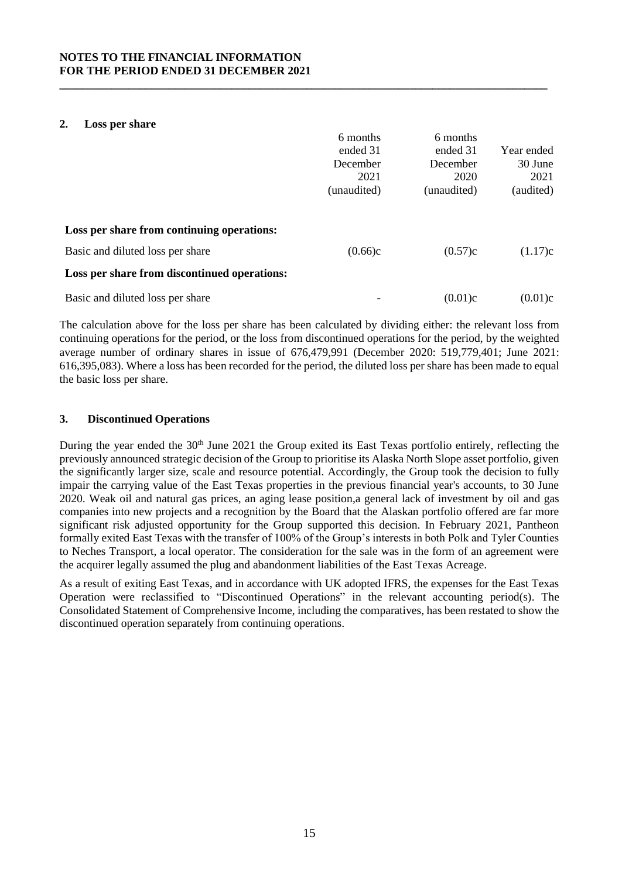# NOTES TO THE FINANCIAL INFORMATION FOR THE PERIOD ENDED 31 DECEMBER 2021

## 2. Loss per share

| | 6 months ended 31 December 2021 (unaudited) | 6 months ended 31 December 2020 (unaudited) | Year ended 30 June 2021 (audited) |
|---|---|---|---|
| **Loss per share from continuing operations:** | | | |
| Basic and diluted loss per share | (0.66)c | (0.57)c | (1.17)c |
| **Loss per share from discontinued operations:** | | | |
| Basic and diluted loss per share | - | (0.01)c | (0.01)c |

The calculation above for the loss per share has been calculated by dividing either: the relevant loss from continuing operations for the period, or the loss from discontinued operations for the period, by the weighted average number of ordinary shares in issue of 676,479,991 (December 2020: 519,779,401; June 2021: 616,395,083). Where a loss has been recorded for the period, the diluted loss per share has been made to equal the basic loss per share.

## 3. Discontinued Operations

During the year ended the 30th June 2021 the Group exited its East Texas portfolio entirely, reflecting the previously announced strategic decision of the Group to prioritise its Alaska North Slope asset portfolio, given the significantly larger size, scale and resource potential. Accordingly, the Group took the decision to fully impair the carrying value of the East Texas properties in the previous financial year's accounts, to 30 June 2020. Weak oil and natural gas prices, an aging lease position,a general lack of investment by oil and gas companies into new projects and a recognition by the Board that the Alaskan portfolio offered are far more significant risk adjusted opportunity for the Group supported this decision. In February 2021, Pantheon formally exited East Texas with the transfer of 100% of the Group's interests in both Polk and Tyler Counties to Neches Transport, a local operator. The consideration for the sale was in the form of an agreement were the acquirer legally assumed the plug and abandonment liabilities of the East Texas Acreage.

As a result of exiting East Texas, and in accordance with UK adopted IFRS, the expenses for the East Texas Operation were reclassified to "Discontinued Operations" in the relevant accounting period(s). The Consolidated Statement of Comprehensive Income, including the comparatives, has been restated to show the discontinued operation separately from continuing operations.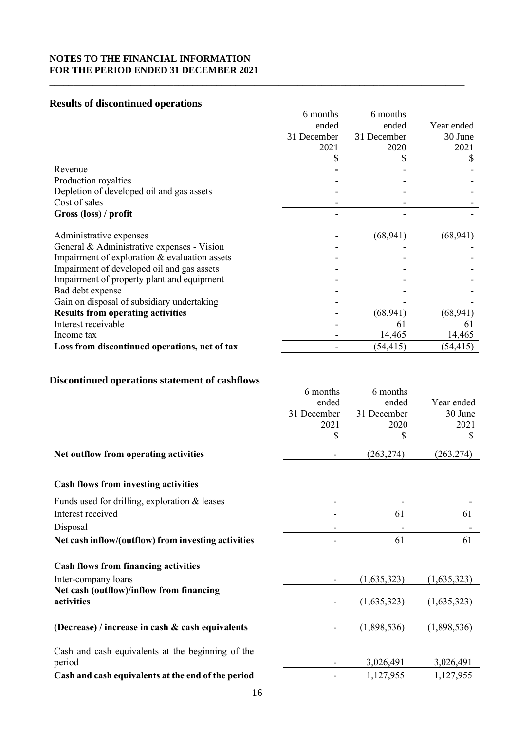**NOTES TO THE FINANCIAL INFORMATION**
**FOR THE PERIOD ENDED 31 DECEMBER 2021**

## Results of discontinued operations

| | 6 months ended 31 December 2021 $ | 6 months ended 31 December 2020 $ | Year ended 30 June 2021 $ |
|---|---|---|---|
| Revenue | - | - | - |
| Production royalties | - | - | - |
| Depletion of developed oil and gas assets | - | - | - |
| Cost of sales | - | - | - |
| **Gross (loss) / profit** | - | - | - |
| | | | |
| Administrative expenses | - | (68,941) | (68,941) |
| General & Administrative expenses - Vision | - | - | - |
| Impairment of exploration & evaluation assets | - | - | - |
| Impairment of developed oil and gas assets | - | - | - |
| Impairment of property plant and equipment | - | - | - |
| Bad debt expense | - | - | - |
| Gain on disposal of subsidiary undertaking | - | - | - |
| **Results from operating activities** | - | (68,941) | (68,941) |
| Interest receivable | - | 61 | 61 |
| Income tax | - | 14,465 | 14,465 |
| **Loss from discontinued operations, net of tax** | - | (54,415) | (54,415) |

## Discontinued operations statement of cashflows

| | 6 months ended 31 December 2021 $ | 6 months ended 31 December 2020 $ | Year ended 30 June 2021 $ |
|---|---|---|---|
| **Net outflow from operating activities** | - | (263,274) | (263,274) |
| | | | |
| **Cash flows from investing activities** | | | |
| Funds used for drilling, exploration & leases | - | - | - |
| Interest received | - | 61 | 61 |
| Disposal | - | - | - |
| **Net cash inflow/(outflow) from investing activities** | - | 61 | 61 |
| | | | |
| **Cash flows from financing activities** | | | |
| Inter-company loans | - | (1,635,323) | (1,635,323) |
| **Net cash (outflow)/inflow from financing activities** | - | (1,635,323) | (1,635,323) |
| | | | |
| **(Decrease) / increase in cash & cash equivalents** | - | (1,898,536) | (1,898,536) |
| | | | |
| Cash and cash equivalents at the beginning of the period | - | 3,026,491 | 3,026,491 |
| **Cash and cash equivalents at the end of the period** | - | 1,127,955 | 1,127,955 |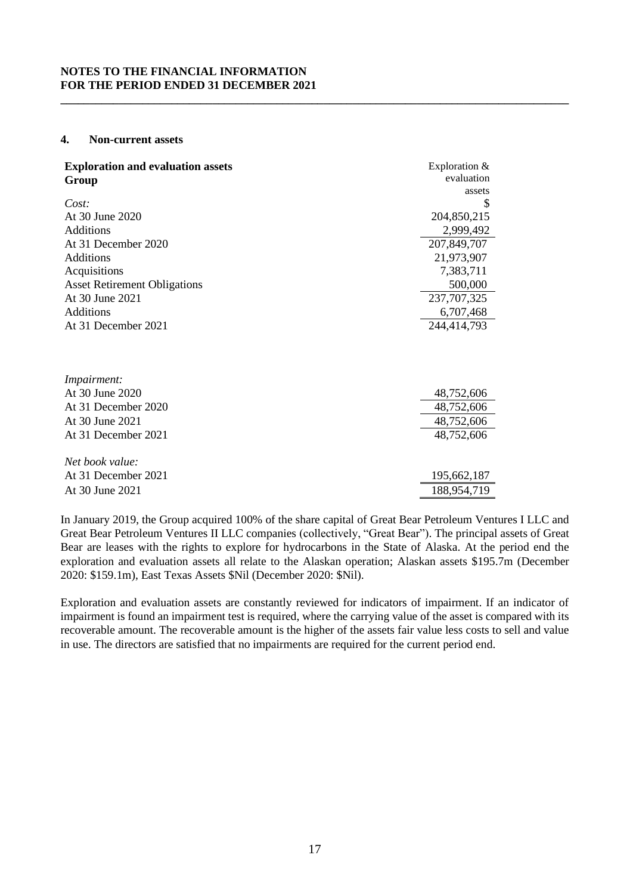## 4. Non-current assets

| **Exploration and evaluation assets**<br>**Group** | Exploration & evaluation assets |
|---|---|
| *Cost:* | $ |
| At 30 June 2020 | 204,850,215 |
| Additions | 2,999,492 |
| At 31 December 2020 | 207,849,707 |
| Additions | 21,973,907 |
| Acquisitions | 7,383,711 |
| Asset Retirement Obligations | 500,000 |
| At 30 June 2021 | 237,707,325 |
| Additions | 6,707,468 |
| At 31 December 2021 | 244,414,793 |
| | |
| *Impairment:* | |
| At 30 June 2020 | 48,752,606 |
| At 31 December 2020 | 48,752,606 |
| At 30 June 2021 | 48,752,606 |
| At 31 December 2021 | 48,752,606 |
| | |
| *Net book value:* | |
| At 31 December 2021 | 195,662,187 |
| At 30 June 2021 | 188,954,719 |

In January 2019, the Group acquired 100% of the share capital of Great Bear Petroleum Ventures I LLC and Great Bear Petroleum Ventures II LLC companies (collectively, "Great Bear"). The principal assets of Great Bear are leases with the rights to explore for hydrocarbons in the State of Alaska. At the period end the exploration and evaluation assets all relate to the Alaskan operation; Alaskan assets $195.7m (December 2020: $159.1m), East Texas Assets $Nil (December 2020: $Nil).

Exploration and evaluation assets are constantly reviewed for indicators of impairment. If an indicator of impairment is found an impairment test is required, where the carrying value of the asset is compared with its recoverable amount. The recoverable amount is the higher of the assets fair value less costs to sell and value in use. The directors are satisfied that no impairments are required for the current period end.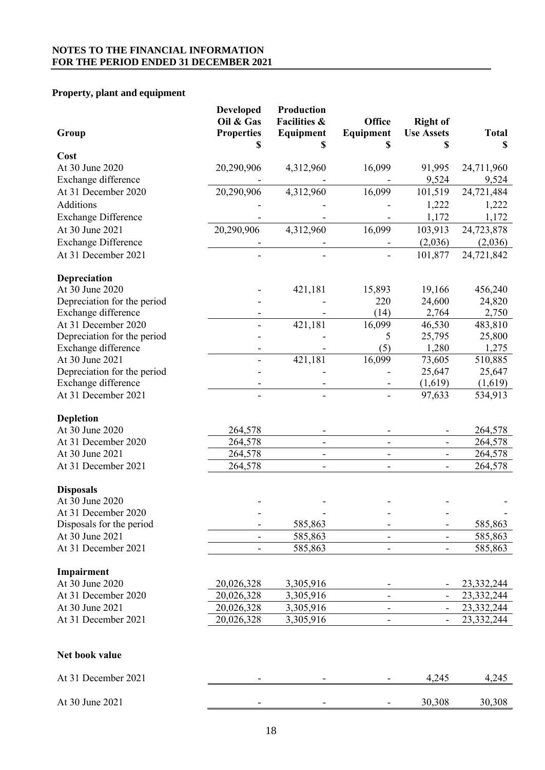**NOTES TO THE FINANCIAL INFORMATION**
**FOR THE PERIOD ENDED 31 DECEMBER 2021**

**Property, plant and equipment**

| Group | Developed Oil & Gas Properties $ | Production Facilities & Equipment $ | Office Equipment $ | Right of Use Assets $ | Total $ |
|---|---|---|---|---|---|
| **Cost** | | | | | |
| At 30 June 2020 | 20,290,906 | 4,312,960 | 16,099 | 91,995 | 24,711,960 |
| Exchange difference | - | - | - | 9,524 | 9,524 |
| At 31 December 2020 | 20,290,906 | 4,312,960 | 16,099 | 101,519 | 24,721,484 |
| Additions | - | - | - | 1,222 | 1,222 |
| Exchange Difference | - | - | - | 1,172 | 1,172 |
| At 30 June 2021 | 20,290,906 | 4,312,960 | 16,099 | 103,913 | 24,723,878 |
| Exchange Difference | - | - | - | (2,036) | (2,036) |
| At 31 December 2021 | - | - | - | 101,877 | 24,721,842 |
| **Depreciation** | | | | | |
| At 30 June 2020 | - | 421,181 | 15,893 | 19,166 | 456,240 |
| Depreciation for the period | - | - | 220 | 24,600 | 24,820 |
| Exchange difference | - | - | (14) | 2,764 | 2,750 |
| At 31 December 2020 | - | 421,181 | 16,099 | 46,530 | 483,810 |
| Depreciation for the period | - | - | 5 | 25,795 | 25,800 |
| Exchange difference | - | - | (5) | 1,280 | 1,275 |
| At 30 June 2021 | - | 421,181 | 16,099 | 73,605 | 510,885 |
| Depreciation for the period | - | - | - | 25,647 | 25,647 |
| Exchange difference | - | - | - | (1,619) | (1,619) |
| At 31 December 2021 | - | - | - | 97,633 | 534,913 |
| **Depletion** | | | | | |
| At 30 June 2020 | 264,578 | - | - | - | 264,578 |
| At 31 December 2020 | 264,578 | - | - | - | 264,578 |
| At 30 June 2021 | 264,578 | - | - | - | 264,578 |
| At 31 December 2021 | 264,578 | - | - | - | 264,578 |
| **Disposals** | | | | | |
| At 30 June 2020 | - | - | - | - | - |
| At 31 December 2020 | - | - | - | - | - |
| Disposals for the period | - | 585,863 | - | - | 585,863 |
| At 30 June 2021 | - | 585,863 | - | - | 585,863 |
| At 31 December 2021 | - | 585,863 | - | - | 585,863 |
| **Impairment** | | | | | |
| At 30 June 2020 | 20,026,328 | 3,305,916 | - | - | 23,332,244 |
| At 31 December 2020 | 20,026,328 | 3,305,916 | - | - | 23,332,244 |
| At 30 June 2021 | 20,026,328 | 3,305,916 | - | - | 23,332,244 |
| At 31 December 2021 | 20,026,328 | 3,305,916 | - | - | 23,332,244 |
| **Net book value** | | | | | |
| At 31 December 2021 | - | - | - | 4,245 | 4,245 |
| At 30 June 2021 | - | - | - | 30,308 | 30,308 |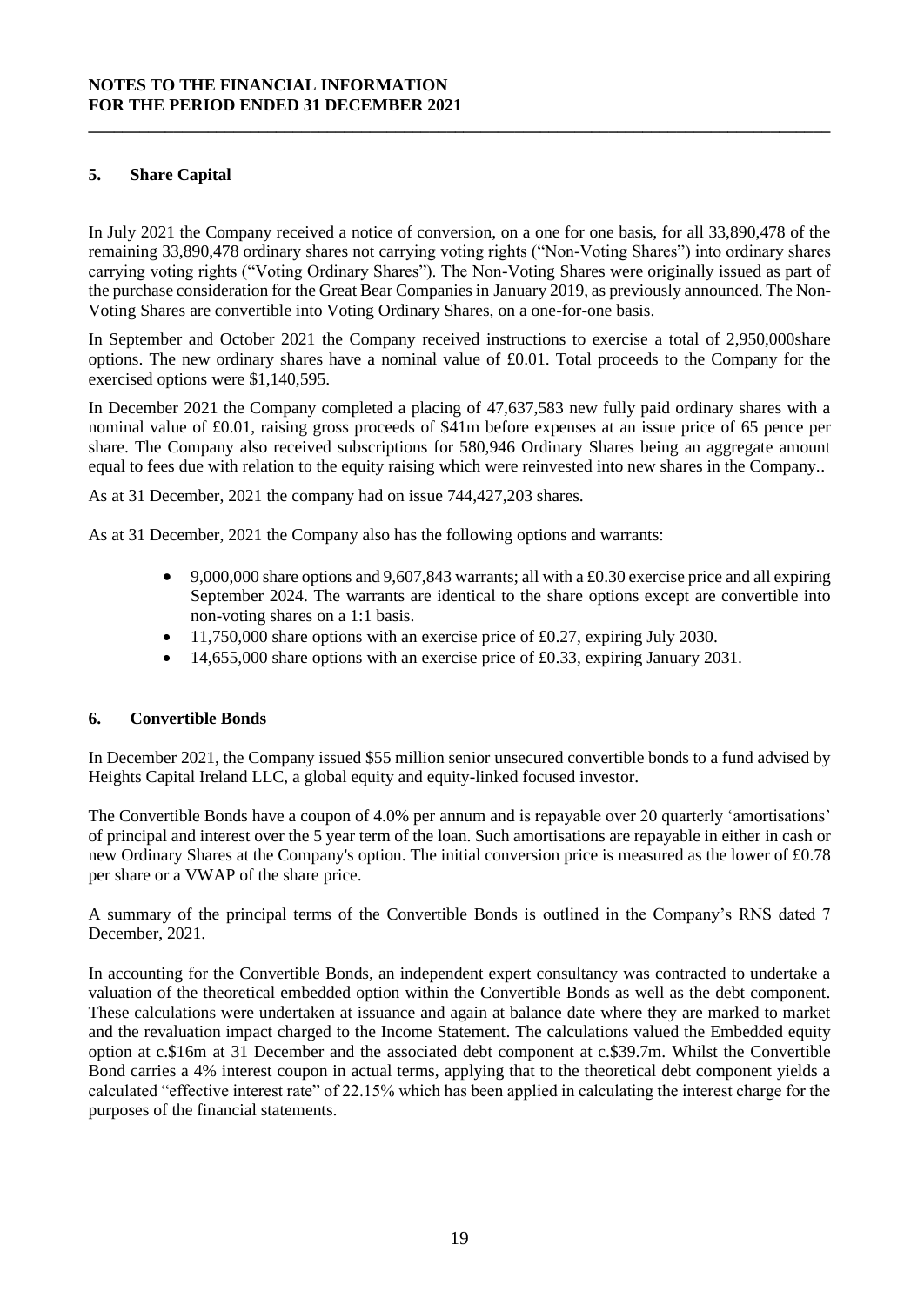## 5. Share Capital

In July 2021 the Company received a notice of conversion, on a one for one basis, for all 33,890,478 of the remaining 33,890,478 ordinary shares not carrying voting rights ("Non-Voting Shares") into ordinary shares carrying voting rights ("Voting Ordinary Shares"). The Non-Voting Shares were originally issued as part of the purchase consideration for the Great Bear Companies in January 2019, as previously announced. The Non-Voting Shares are convertible into Voting Ordinary Shares, on a one-for-one basis.

In September and October 2021 the Company received instructions to exercise a total of 2,950,000share options. The new ordinary shares have a nominal value of £0.01. Total proceeds to the Company for the exercised options were $1,140,595.

In December 2021 the Company completed a placing of 47,637,583 new fully paid ordinary shares with a nominal value of £0.01, raising gross proceeds of $41m before expenses at an issue price of 65 pence per share. The Company also received subscriptions for 580,946 Ordinary Shares being an aggregate amount equal to fees due with relation to the equity raising which were reinvested into new shares in the Company..

As at 31 December, 2021 the company had on issue 744,427,203 shares.

As at 31 December, 2021 the Company also has the following options and warrants:

- 9,000,000 share options and 9,607,843 warrants; all with a £0.30 exercise price and all expiring September 2024. The warrants are identical to the share options except are convertible into non-voting shares on a 1:1 basis.
- 11,750,000 share options with an exercise price of £0.27, expiring July 2030.
- 14,655,000 share options with an exercise price of £0.33, expiring January 2031.

## 6. Convertible Bonds

In December 2021, the Company issued $55 million senior unsecured convertible bonds to a fund advised by Heights Capital Ireland LLC, a global equity and equity-linked focused investor.

The Convertible Bonds have a coupon of 4.0% per annum and is repayable over 20 quarterly 'amortisations' of principal and interest over the 5 year term of the loan. Such amortisations are repayable in either in cash or new Ordinary Shares at the Company's option. The initial conversion price is measured as the lower of £0.78 per share or a VWAP of the share price.

A summary of the principal terms of the Convertible Bonds is outlined in the Company's RNS dated 7 December, 2021.

In accounting for the Convertible Bonds, an independent expert consultancy was contracted to undertake a valuation of the theoretical embedded option within the Convertible Bonds as well as the debt component. These calculations were undertaken at issuance and again at balance date where they are marked to market and the revaluation impact charged to the Income Statement. The calculations valued the Embedded equity option at c.$16m at 31 December and the associated debt component at c.$39.7m. Whilst the Convertible Bond carries a 4% interest coupon in actual terms, applying that to the theoretical debt component yields a calculated "effective interest rate" of 22.15% which has been applied in calculating the interest charge for the purposes of the financial statements.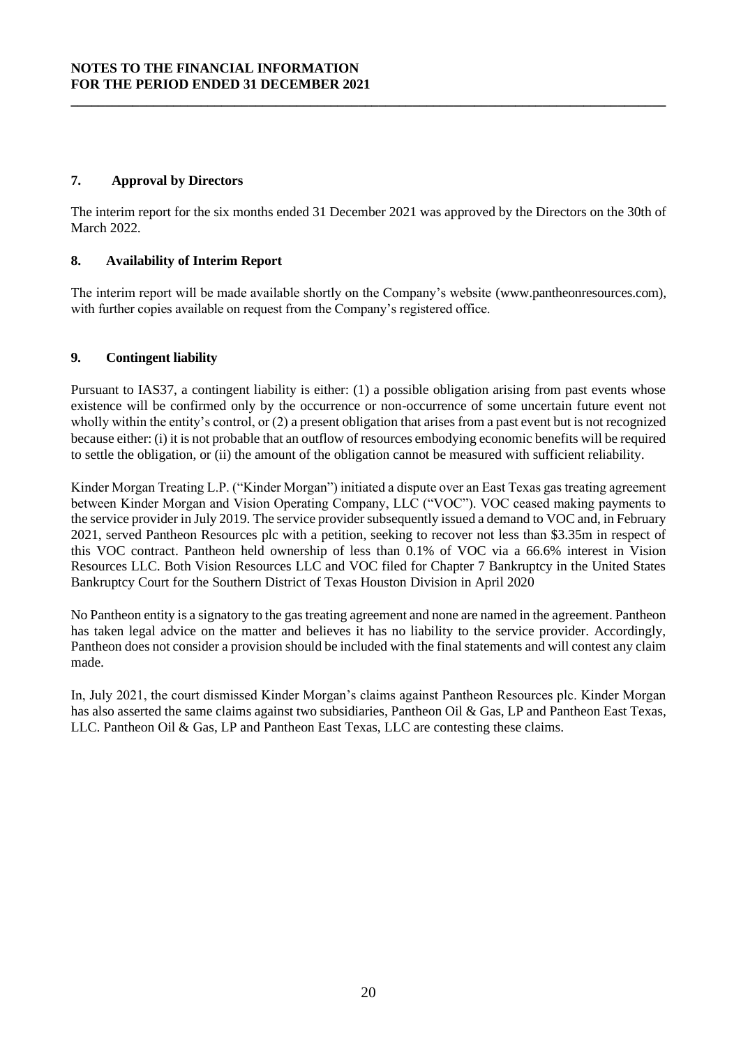## 7. Approval by Directors

The interim report for the six months ended 31 December 2021 was approved by the Directors on the 30th of March 2022.

## 8. Availability of Interim Report

The interim report will be made available shortly on the Company's website (www.pantheonresources.com), with further copies available on request from the Company's registered office.

## 9. Contingent liability

Pursuant to IAS37, a contingent liability is either: (1) a possible obligation arising from past events whose existence will be confirmed only by the occurrence or non-occurrence of some uncertain future event not wholly within the entity's control, or (2) a present obligation that arises from a past event but is not recognized because either: (i) it is not probable that an outflow of resources embodying economic benefits will be required to settle the obligation, or (ii) the amount of the obligation cannot be measured with sufficient reliability.

Kinder Morgan Treating L.P. ("Kinder Morgan") initiated a dispute over an East Texas gas treating agreement between Kinder Morgan and Vision Operating Company, LLC ("VOC"). VOC ceased making payments to the service provider in July 2019. The service provider subsequently issued a demand to VOC and, in February 2021, served Pantheon Resources plc with a petition, seeking to recover not less than $3.35m in respect of this VOC contract. Pantheon held ownership of less than 0.1% of VOC via a 66.6% interest in Vision Resources LLC. Both Vision Resources LLC and VOC filed for Chapter 7 Bankruptcy in the United States Bankruptcy Court for the Southern District of Texas Houston Division in April 2020

No Pantheon entity is a signatory to the gas treating agreement and none are named in the agreement. Pantheon has taken legal advice on the matter and believes it has no liability to the service provider. Accordingly, Pantheon does not consider a provision should be included with the final statements and will contest any claim made.

In, July 2021, the court dismissed Kinder Morgan's claims against Pantheon Resources plc. Kinder Morgan has also asserted the same claims against two subsidiaries, Pantheon Oil & Gas, LP and Pantheon East Texas, LLC. Pantheon Oil & Gas, LP and Pantheon East Texas, LLC are contesting these claims.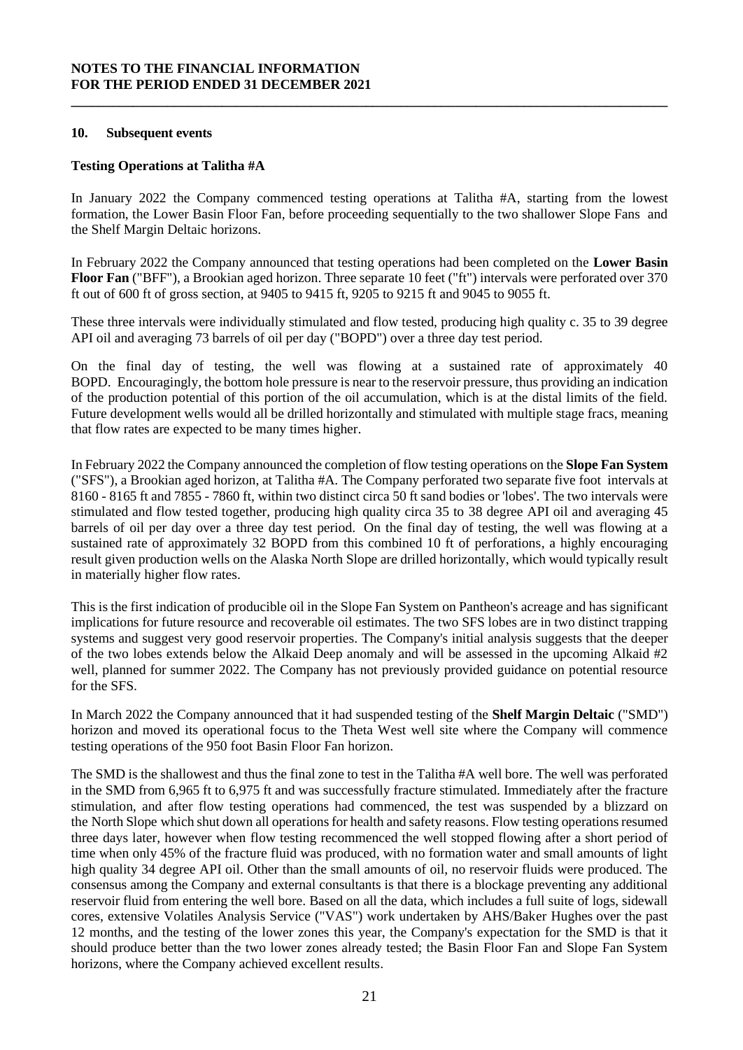## 10. Subsequent events

**Testing Operations at Talitha #A**

In January 2022 the Company commenced testing operations at Talitha #A, starting from the lowest formation, the Lower Basin Floor Fan, before proceeding sequentially to the two shallower Slope Fans and the Shelf Margin Deltaic horizons.

In February 2022 the Company announced that testing operations had been completed on the **Lower Basin Floor Fan** ("BFF"), a Brookian aged horizon. Three separate 10 feet ("ft") intervals were perforated over 370 ft out of 600 ft of gross section, at 9405 to 9415 ft, 9205 to 9215 ft and 9045 to 9055 ft.

These three intervals were individually stimulated and flow tested, producing high quality c. 35 to 39 degree API oil and averaging 73 barrels of oil per day ("BOPD") over a three day test period.

On the final day of testing, the well was flowing at a sustained rate of approximately 40 BOPD. Encouragingly, the bottom hole pressure is near to the reservoir pressure, thus providing an indication of the production potential of this portion of the oil accumulation, which is at the distal limits of the field. Future development wells would all be drilled horizontally and stimulated with multiple stage fracs, meaning that flow rates are expected to be many times higher.

In February 2022 the Company announced the completion of flow testing operations on the **Slope Fan System** ("SFS"), a Brookian aged horizon, at Talitha #A. The Company perforated two separate five foot intervals at 8160 - 8165 ft and 7855 - 7860 ft, within two distinct circa 50 ft sand bodies or 'lobes'. The two intervals were stimulated and flow tested together, producing high quality circa 35 to 38 degree API oil and averaging 45 barrels of oil per day over a three day test period. On the final day of testing, the well was flowing at a sustained rate of approximately 32 BOPD from this combined 10 ft of perforations, a highly encouraging result given production wells on the Alaska North Slope are drilled horizontally, which would typically result in materially higher flow rates.

This is the first indication of producible oil in the Slope Fan System on Pantheon's acreage and has significant implications for future resource and recoverable oil estimates. The two SFS lobes are in two distinct trapping systems and suggest very good reservoir properties. The Company's initial analysis suggests that the deeper of the two lobes extends below the Alkaid Deep anomaly and will be assessed in the upcoming Alkaid #2 well, planned for summer 2022. The Company has not previously provided guidance on potential resource for the SFS.

In March 2022 the Company announced that it had suspended testing of the **Shelf Margin Deltaic** ("SMD") horizon and moved its operational focus to the Theta West well site where the Company will commence testing operations of the 950 foot Basin Floor Fan horizon.

The SMD is the shallowest and thus the final zone to test in the Talitha #A well bore. The well was perforated in the SMD from 6,965 ft to 6,975 ft and was successfully fracture stimulated. Immediately after the fracture stimulation, and after flow testing operations had commenced, the test was suspended by a blizzard on the North Slope which shut down all operations for health and safety reasons. Flow testing operations resumed three days later, however when flow testing recommenced the well stopped flowing after a short period of time when only 45% of the fracture fluid was produced, with no formation water and small amounts of light high quality 34 degree API oil. Other than the small amounts of oil, no reservoir fluids were produced. The consensus among the Company and external consultants is that there is a blockage preventing any additional reservoir fluid from entering the well bore. Based on all the data, which includes a full suite of logs, sidewall cores, extensive Volatiles Analysis Service ("VAS") work undertaken by AHS/Baker Hughes over the past 12 months, and the testing of the lower zones this year, the Company's expectation for the SMD is that it should produce better than the two lower zones already tested; the Basin Floor Fan and Slope Fan System horizons, where the Company achieved excellent results.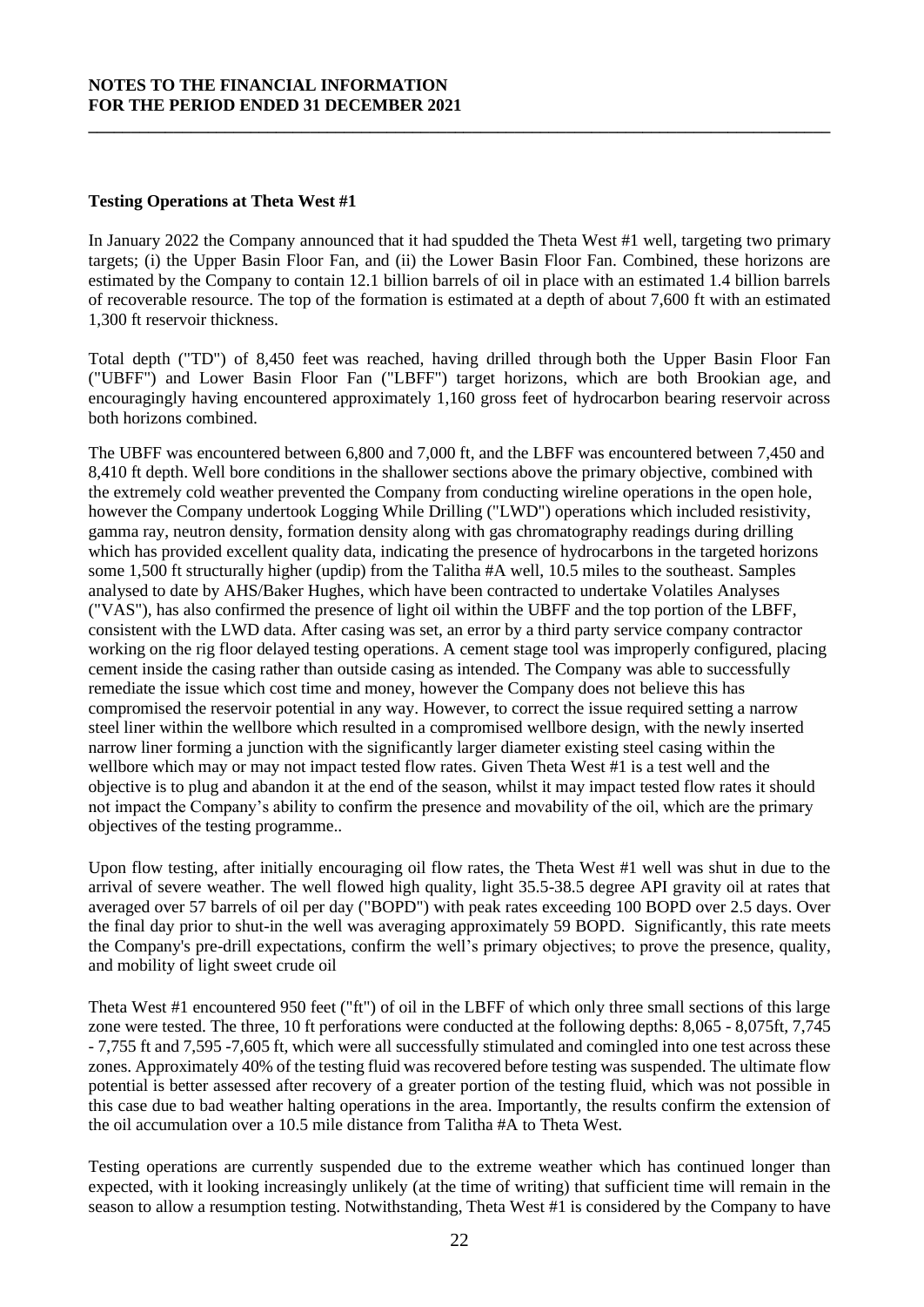**Testing Operations at Theta West #1**

In January 2022 the Company announced that it had spudded the Theta West #1 well, targeting two primary targets; (i) the Upper Basin Floor Fan, and (ii) the Lower Basin Floor Fan. Combined, these horizons are estimated by the Company to contain 12.1 billion barrels of oil in place with an estimated 1.4 billion barrels of recoverable resource. The top of the formation is estimated at a depth of about 7,600 ft with an estimated 1,300 ft reservoir thickness.

Total depth ("TD") of 8,450 feet was reached, having drilled through both the Upper Basin Floor Fan ("UBFF") and Lower Basin Floor Fan ("LBFF") target horizons, which are both Brookian age, and encouragingly having encountered approximately 1,160 gross feet of hydrocarbon bearing reservoir across both horizons combined.

The UBFF was encountered between 6,800 and 7,000 ft, and the LBFF was encountered between 7,450 and 8,410 ft depth. Well bore conditions in the shallower sections above the primary objective, combined with the extremely cold weather prevented the Company from conducting wireline operations in the open hole, however the Company undertook Logging While Drilling ("LWD") operations which included resistivity, gamma ray, neutron density, formation density along with gas chromatography readings during drilling which has provided excellent quality data, indicating the presence of hydrocarbons in the targeted horizons some 1,500 ft structurally higher (updip) from the Talitha #A well, 10.5 miles to the southeast. Samples analysed to date by AHS/Baker Hughes, which have been contracted to undertake Volatiles Analyses ("VAS"), has also confirmed the presence of light oil within the UBFF and the top portion of the LBFF, consistent with the LWD data. After casing was set, an error by a third party service company contractor working on the rig floor delayed testing operations. A cement stage tool was improperly configured, placing cement inside the casing rather than outside casing as intended. The Company was able to successfully remediate the issue which cost time and money, however the Company does not believe this has compromised the reservoir potential in any way. However, to correct the issue required setting a narrow steel liner within the wellbore which resulted in a compromised wellbore design, with the newly inserted narrow liner forming a junction with the significantly larger diameter existing steel casing within the wellbore which may or may not impact tested flow rates. Given Theta West #1 is a test well and the objective is to plug and abandon it at the end of the season, whilst it may impact tested flow rates it should not impact the Company's ability to confirm the presence and movability of the oil, which are the primary objectives of the testing programme..

Upon flow testing, after initially encouraging oil flow rates, the Theta West #1 well was shut in due to the arrival of severe weather. The well flowed high quality, light 35.5-38.5 degree API gravity oil at rates that averaged over 57 barrels of oil per day ("BOPD") with peak rates exceeding 100 BOPD over 2.5 days. Over the final day prior to shut-in the well was averaging approximately 59 BOPD. Significantly, this rate meets the Company's pre-drill expectations, confirm the well's primary objectives; to prove the presence, quality, and mobility of light sweet crude oil

Theta West #1 encountered 950 feet ("ft") of oil in the LBFF of which only three small sections of this large zone were tested. The three, 10 ft perforations were conducted at the following depths: 8,065 - 8,075ft, 7,745 - 7,755 ft and 7,595 -7,605 ft, which were all successfully stimulated and comingled into one test across these zones. Approximately 40% of the testing fluid was recovered before testing was suspended. The ultimate flow potential is better assessed after recovery of a greater portion of the testing fluid, which was not possible in this case due to bad weather halting operations in the area. Importantly, the results confirm the extension of the oil accumulation over a 10.5 mile distance from Talitha #A to Theta West.

Testing operations are currently suspended due to the extreme weather which has continued longer than expected, with it looking increasingly unlikely (at the time of writing) that sufficient time will remain in the season to allow a resumption testing. Notwithstanding, Theta West #1 is considered by the Company to have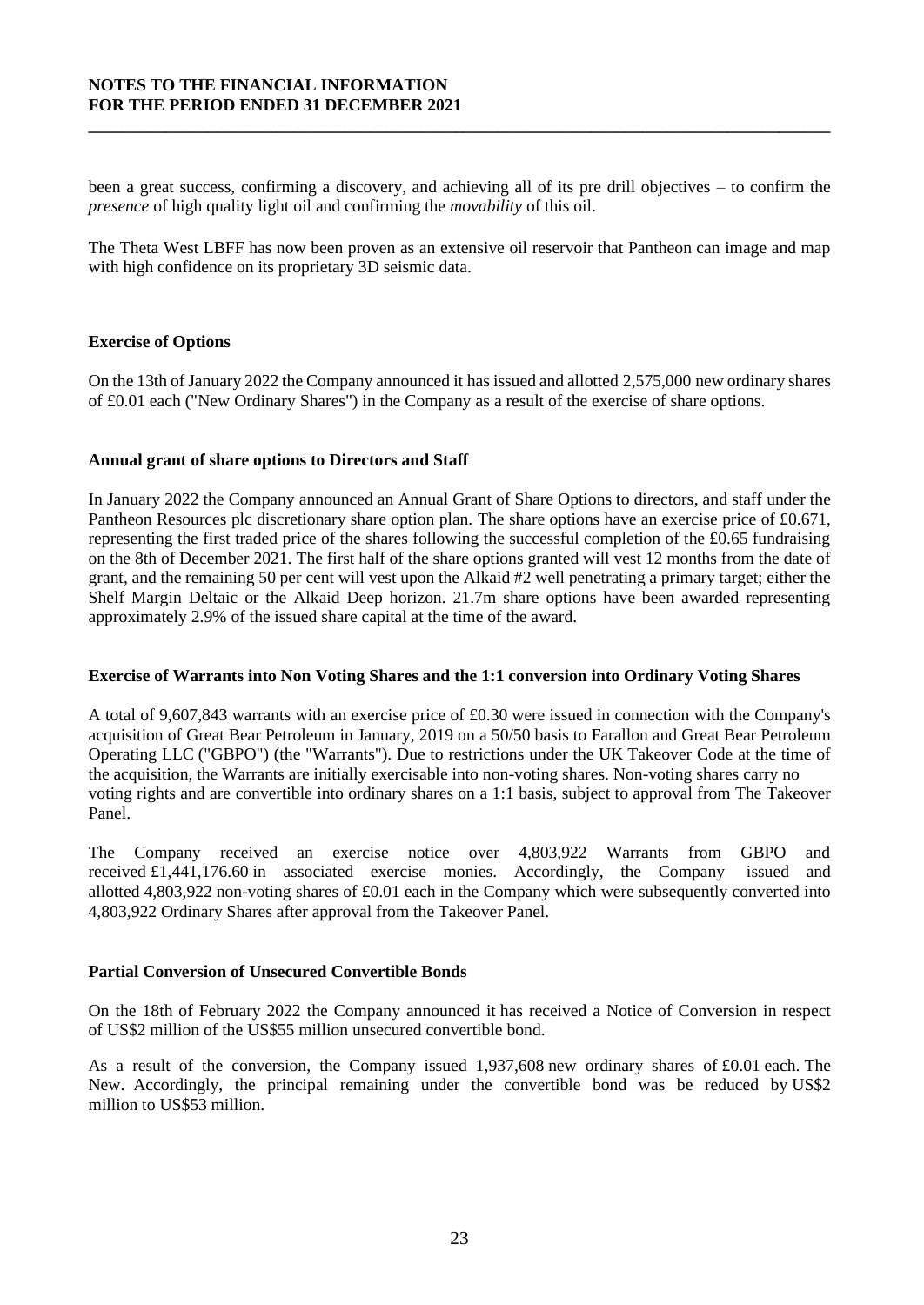been a great success, confirming a discovery, and achieving all of its pre drill objectives – to confirm the *presence* of high quality light oil and confirming the *movability* of this oil.

The Theta West LBFF has now been proven as an extensive oil reservoir that Pantheon can image and map with high confidence on its proprietary 3D seismic data.

**Exercise of Options**

On the 13th of January 2022 the Company announced it has issued and allotted 2,575,000 new ordinary shares of £0.01 each ("New Ordinary Shares") in the Company as a result of the exercise of share options.

**Annual grant of share options to Directors and Staff**

In January 2022 the Company announced an Annual Grant of Share Options to directors, and staff under the Pantheon Resources plc discretionary share option plan. The share options have an exercise price of £0.671, representing the first traded price of the shares following the successful completion of the £0.65 fundraising on the 8th of December 2021. The first half of the share options granted will vest 12 months from the date of grant, and the remaining 50 per cent will vest upon the Alkaid #2 well penetrating a primary target; either the Shelf Margin Deltaic or the Alkaid Deep horizon. 21.7m share options have been awarded representing approximately 2.9% of the issued share capital at the time of the award.

**Exercise of Warrants into Non Voting Shares and the 1:1 conversion into Ordinary Voting Shares**

A total of 9,607,843 warrants with an exercise price of £0.30 were issued in connection with the Company's acquisition of Great Bear Petroleum in January, 2019 on a 50/50 basis to Farallon and Great Bear Petroleum Operating LLC ("GBPO") (the "Warrants"). Due to restrictions under the UK Takeover Code at the time of the acquisition, the Warrants are initially exercisable into non-voting shares. Non-voting shares carry no voting rights and are convertible into ordinary shares on a 1:1 basis, subject to approval from The Takeover Panel.

The Company received an exercise notice over 4,803,922 Warrants from GBPO and received £1,441,176.60 in associated exercise monies. Accordingly, the Company issued and allotted 4,803,922 non-voting shares of £0.01 each in the Company which were subsequently converted into 4,803,922 Ordinary Shares after approval from the Takeover Panel.

**Partial Conversion of Unsecured Convertible Bonds**

On the 18th of February 2022 the Company announced it has received a Notice of Conversion in respect of US$2 million of the US$55 million unsecured convertible bond.

As a result of the conversion, the Company issued 1,937,608 new ordinary shares of £0.01 each. The New. Accordingly, the principal remaining under the convertible bond was be reduced by US$2 million to US$53 million.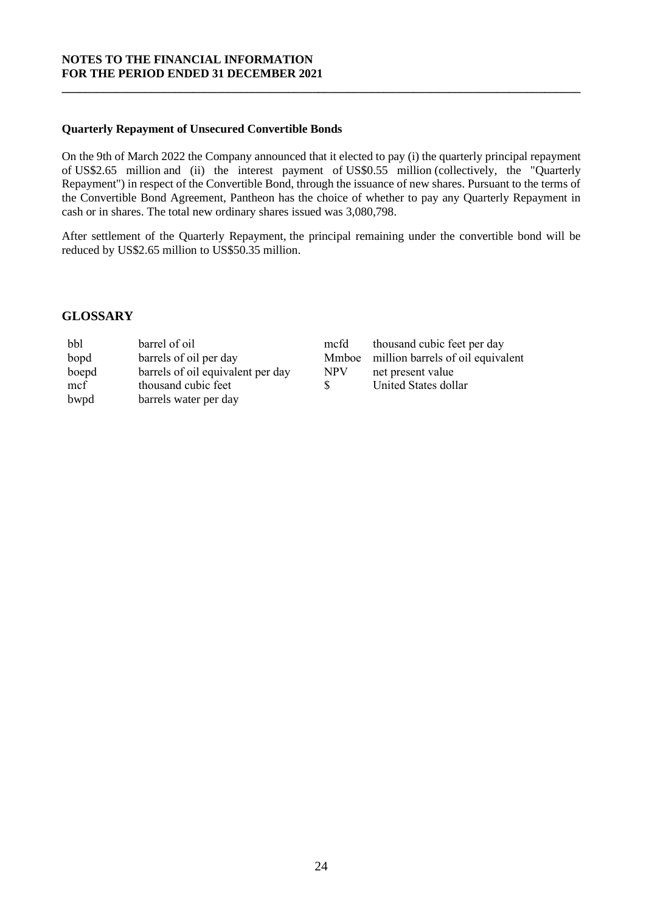### Quarterly Repayment of Unsecured Convertible Bonds

On the 9th of March 2022 the Company announced that it elected to pay (i) the quarterly principal repayment of US$2.65 million and (ii) the interest payment of US$0.55 million (collectively, the "Quarterly Repayment") in respect of the Convertible Bond, through the issuance of new shares. Pursuant to the terms of the Convertible Bond Agreement, Pantheon has the choice of whether to pay any Quarterly Repayment in cash or in shares. The total new ordinary shares issued was 3,080,798.

After settlement of the Quarterly Repayment, the principal remaining under the convertible bond will be reduced by US$2.65 million to US$50.35 million.

## GLOSSARY

| | | | |
|---|---|---|---|
| bbl | barrel of oil | mcfd | thousand cubic feet per day |
| bopd | barrels of oil per day | Mmboe | million barrels of oil equivalent |
| boepd | barrels of oil equivalent per day | NPV | net present value |
| mcf | thousand cubic feet | $ | United States dollar |
| bwpd | barrels water per day | | |